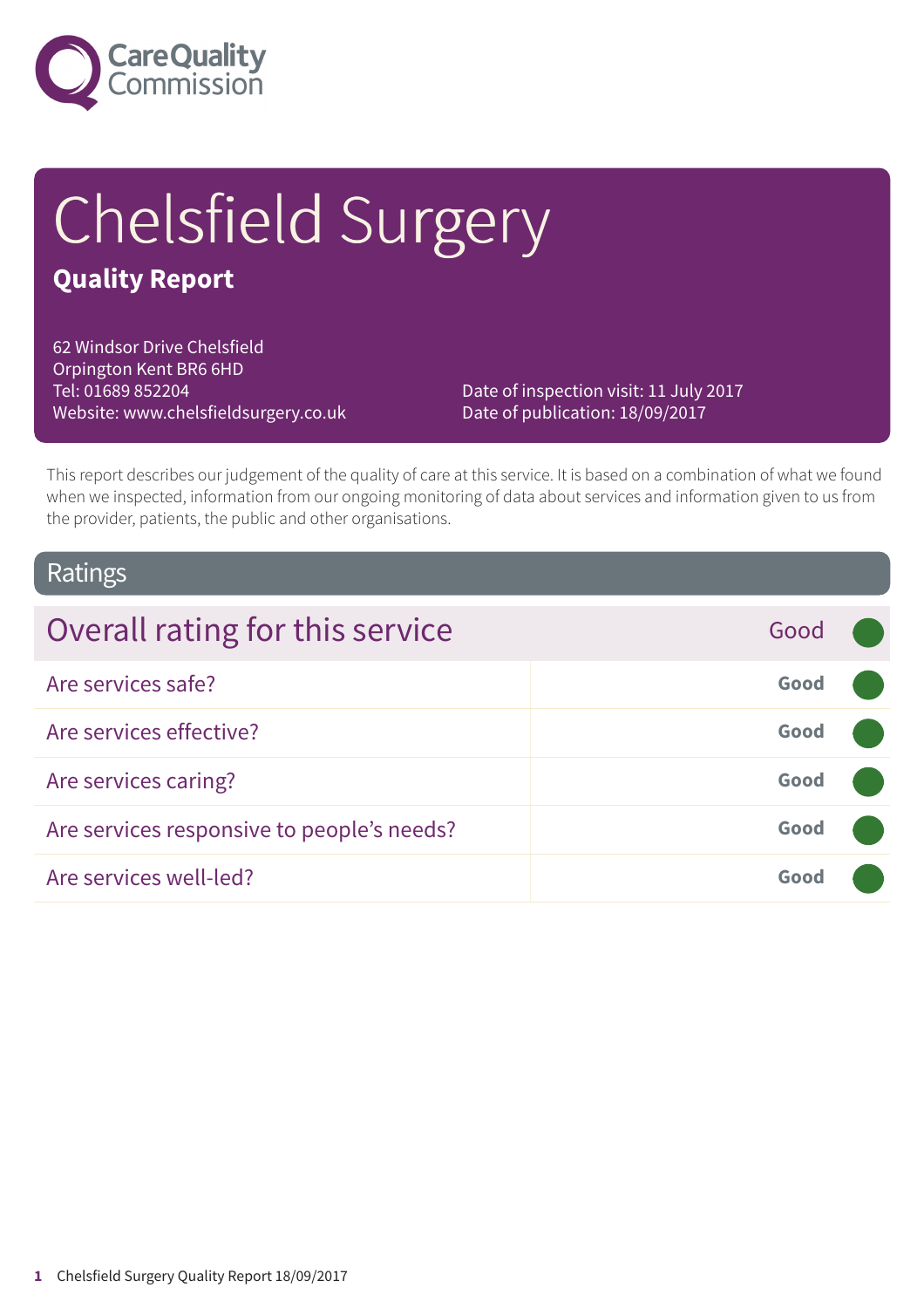Care Quality Commission

# Chelsfield Surgery

## Quality Report

62 Windsor Drive Chelsfield
Orpington Kent BR6 6HD
Tel: 01689 852204
Website: www.chelsfieldsurgery.co.uk

Date of inspection visit: 11 July 2017
Date of publication: 18/09/2017

This report describes our judgement of the quality of care at this service. It is based on a combination of what we found when we inspected, information from our ongoing monitoring of data about services and information given to us from the provider, patients, the public and other organisations.

## Ratings

| Overall rating for this service | Good |
|---|---|
| Are services safe? | Good |
| Are services effective? | Good |
| Are services caring? | Good |
| Are services responsive to people's needs? | Good |
| Are services well-led? | Good |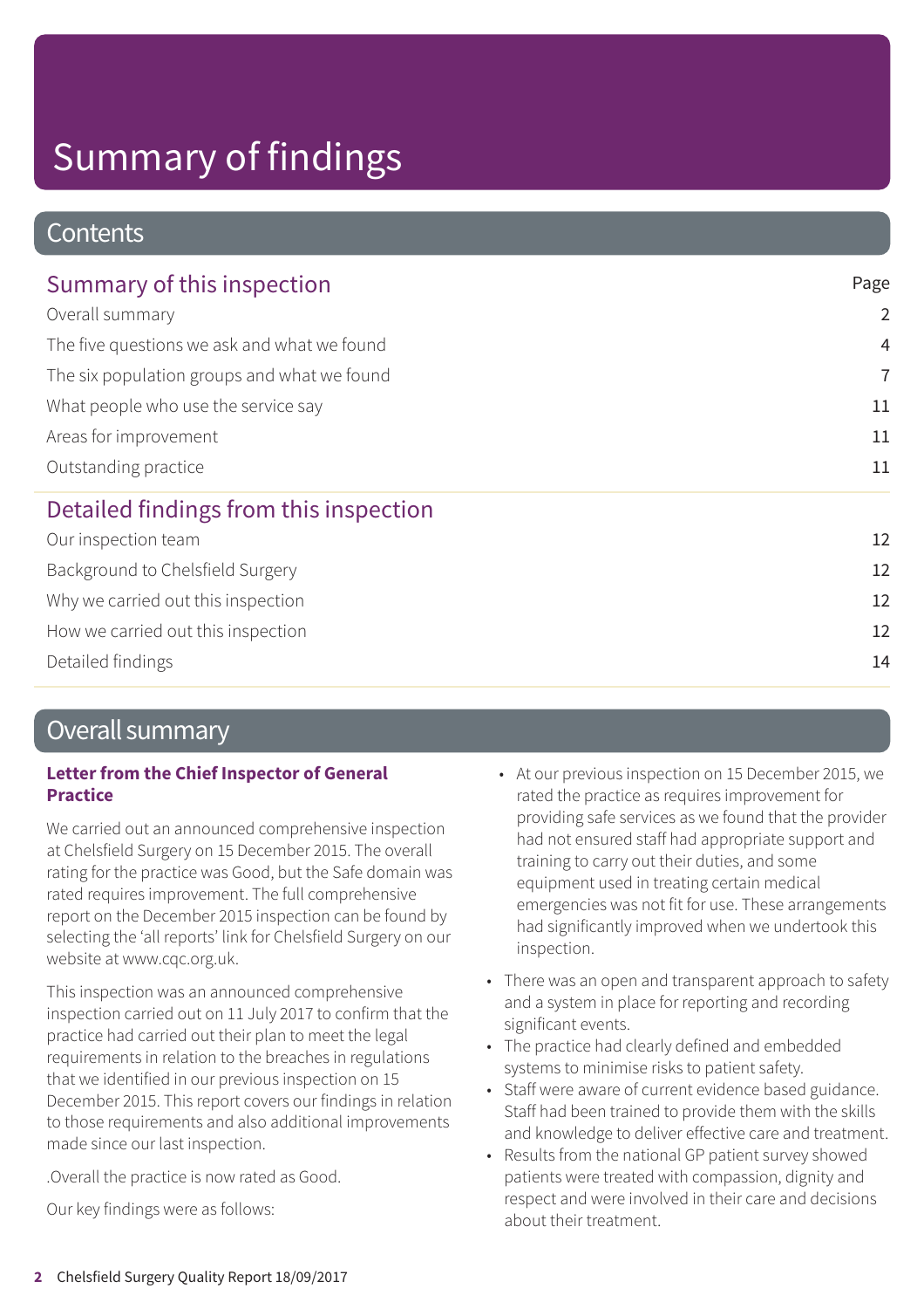# Summary of findings

## Contents

| Summary of this inspection | Page |
| --- | --- |
| Overall summary | 2 |
| The five questions we ask and what we found | 4 |
| The six population groups and what we found | 7 |
| What people who use the service say | 11 |
| Areas for improvement | 11 |
| Outstanding practice | 11 |
| **Detailed findings from this inspection** | |
| Our inspection team | 12 |
| Background to Chelsfield Surgery | 12 |
| Why we carried out this inspection | 12 |
| How we carried out this inspection | 12 |
| Detailed findings | 14 |

## Overall summary

### Letter from the Chief Inspector of General Practice

We carried out an announced comprehensive inspection at Chelsfield Surgery on 15 December 2015. The overall rating for the practice was Good, but the Safe domain was rated requires improvement. The full comprehensive report on the December 2015 inspection can be found by selecting the 'all reports' link for Chelsfield Surgery on our website at www.cqc.org.uk.

This inspection was an announced comprehensive inspection carried out on 11 July 2017 to confirm that the practice had carried out their plan to meet the legal requirements in relation to the breaches in regulations that we identified in our previous inspection on 15 December 2015. This report covers our findings in relation to those requirements and also additional improvements made since our last inspection.

.Overall the practice is now rated as Good.

Our key findings were as follows:

- At our previous inspection on 15 December 2015, we rated the practice as requires improvement for providing safe services as we found that the provider had not ensured staff had appropriate support and training to carry out their duties, and some equipment used in treating certain medical emergencies was not fit for use. These arrangements had significantly improved when we undertook this inspection.
- There was an open and transparent approach to safety and a system in place for reporting and recording significant events.
- The practice had clearly defined and embedded systems to minimise risks to patient safety.
- Staff were aware of current evidence based guidance. Staff had been trained to provide them with the skills and knowledge to deliver effective care and treatment.
- Results from the national GP patient survey showed patients were treated with compassion, dignity and respect and were involved in their care and decisions about their treatment.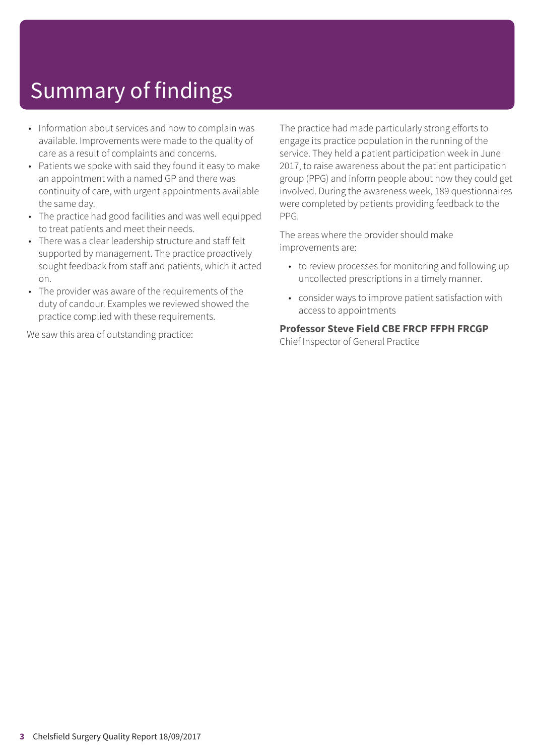# Summary of findings

- Information about services and how to complain was available. Improvements were made to the quality of care as a result of complaints and concerns.
- Patients we spoke with said they found it easy to make an appointment with a named GP and there was continuity of care, with urgent appointments available the same day.
- The practice had good facilities and was well equipped to treat patients and meet their needs.
- There was a clear leadership structure and staff felt supported by management. The practice proactively sought feedback from staff and patients, which it acted on.
- The provider was aware of the requirements of the duty of candour. Examples we reviewed showed the practice complied with these requirements.

We saw this area of outstanding practice:

The practice had made particularly strong efforts to engage its practice population in the running of the service. They held a patient participation week in June 2017, to raise awareness about the patient participation group (PPG) and inform people about how they could get involved. During the awareness week, 189 questionnaires were completed by patients providing feedback to the PPG.

The areas where the provider should make improvements are:

- to review processes for monitoring and following up uncollected prescriptions in a timely manner.
- consider ways to improve patient satisfaction with access to appointments

**Professor Steve Field CBE FRCP FFPH FRCGP**
Chief Inspector of General Practice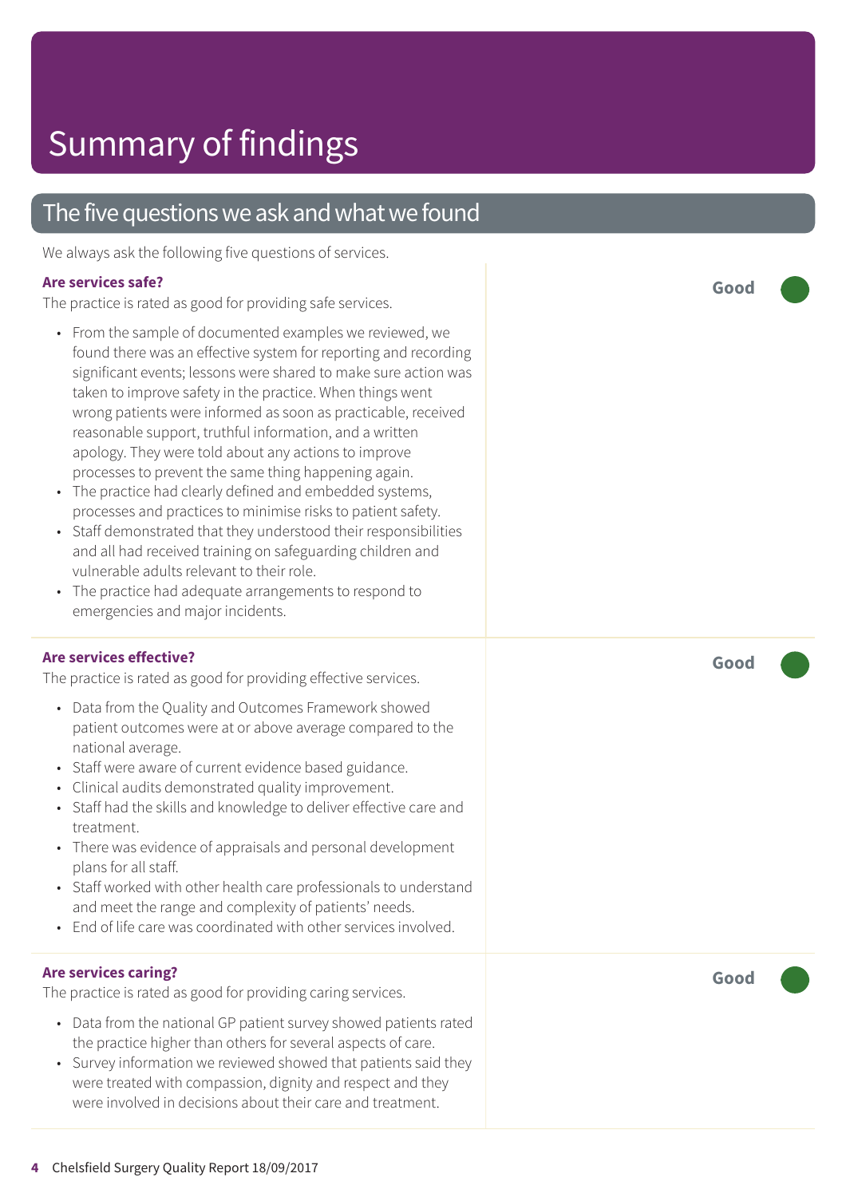# Summary of findings

## The five questions we ask and what we found

We always ask the following five questions of services.

### Are services safe?

**Good**

The practice is rated as good for providing safe services.

- From the sample of documented examples we reviewed, we found there was an effective system for reporting and recording significant events; lessons were shared to make sure action was taken to improve safety in the practice. When things went wrong patients were informed as soon as practicable, received reasonable support, truthful information, and a written apology. They were told about any actions to improve processes to prevent the same thing happening again.
- The practice had clearly defined and embedded systems, processes and practices to minimise risks to patient safety.
- Staff demonstrated that they understood their responsibilities and all had received training on safeguarding children and vulnerable adults relevant to their role.
- The practice had adequate arrangements to respond to emergencies and major incidents.

### Are services effective?

**Good**

The practice is rated as good for providing effective services.

- Data from the Quality and Outcomes Framework showed patient outcomes were at or above average compared to the national average.
- Staff were aware of current evidence based guidance.
- Clinical audits demonstrated quality improvement.
- Staff had the skills and knowledge to deliver effective care and treatment.
- There was evidence of appraisals and personal development plans for all staff.
- Staff worked with other health care professionals to understand and meet the range and complexity of patients' needs.
- End of life care was coordinated with other services involved.

### Are services caring?

**Good**

The practice is rated as good for providing caring services.

- Data from the national GP patient survey showed patients rated the practice higher than others for several aspects of care.
- Survey information we reviewed showed that patients said they were treated with compassion, dignity and respect and they were involved in decisions about their care and treatment.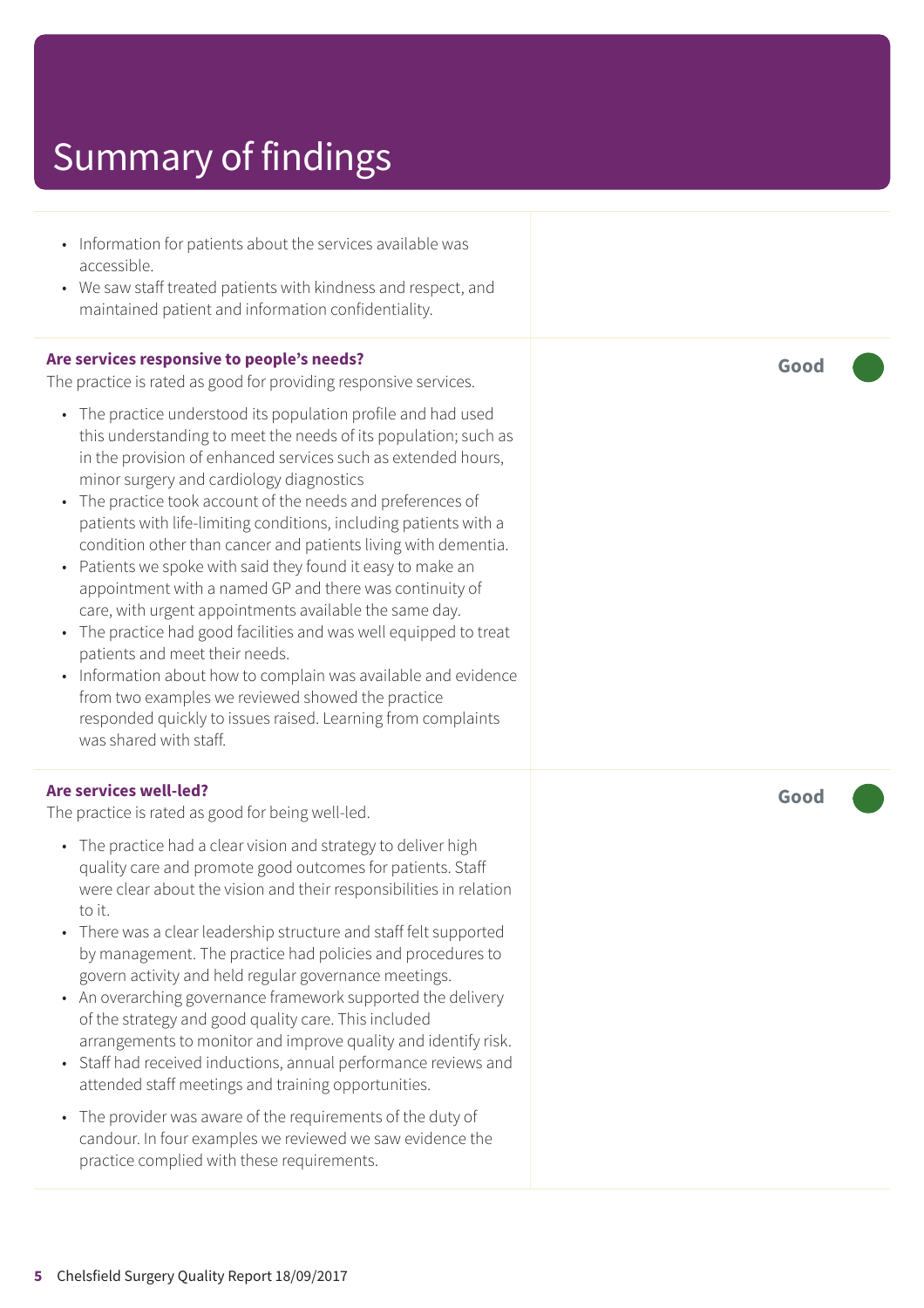# Summary of findings

- Information for patients about the services available was accessible.
- We saw staff treated patients with kindness and respect, and maintained patient and information confidentiality.

### Are services responsive to people's needs?

**Good**

The practice is rated as good for providing responsive services.

- The practice understood its population profile and had used this understanding to meet the needs of its population; such as in the provision of enhanced services such as extended hours, minor surgery and cardiology diagnostics
- The practice took account of the needs and preferences of patients with life-limiting conditions, including patients with a condition other than cancer and patients living with dementia.
- Patients we spoke with said they found it easy to make an appointment with a named GP and there was continuity of care, with urgent appointments available the same day.
- The practice had good facilities and was well equipped to treat patients and meet their needs.
- Information about how to complain was available and evidence from two examples we reviewed showed the practice responded quickly to issues raised. Learning from complaints was shared with staff.

### Are services well-led?

**Good**

The practice is rated as good for being well-led.

- The practice had a clear vision and strategy to deliver high quality care and promote good outcomes for patients. Staff were clear about the vision and their responsibilities in relation to it.
- There was a clear leadership structure and staff felt supported by management. The practice had policies and procedures to govern activity and held regular governance meetings.
- An overarching governance framework supported the delivery of the strategy and good quality care. This included arrangements to monitor and improve quality and identify risk.
- Staff had received inductions, annual performance reviews and attended staff meetings and training opportunities.
- The provider was aware of the requirements of the duty of candour. In four examples we reviewed we saw evidence the practice complied with these requirements.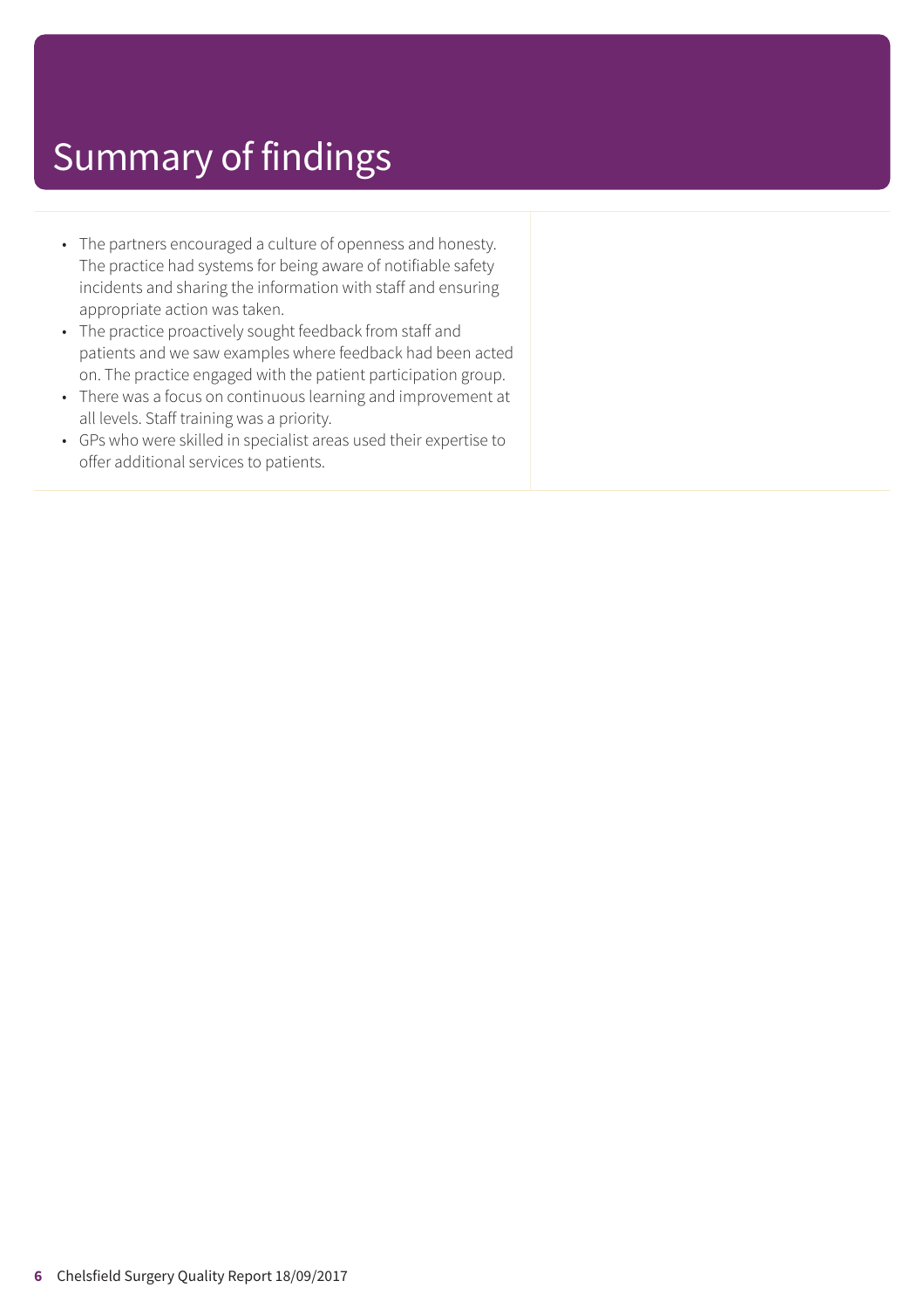# Summary of findings

- The partners encouraged a culture of openness and honesty. The practice had systems for being aware of notifiable safety incidents and sharing the information with staff and ensuring appropriate action was taken.
- The practice proactively sought feedback from staff and patients and we saw examples where feedback had been acted on. The practice engaged with the patient participation group.
- There was a focus on continuous learning and improvement at all levels. Staff training was a priority.
- GPs who were skilled in specialist areas used their expertise to offer additional services to patients.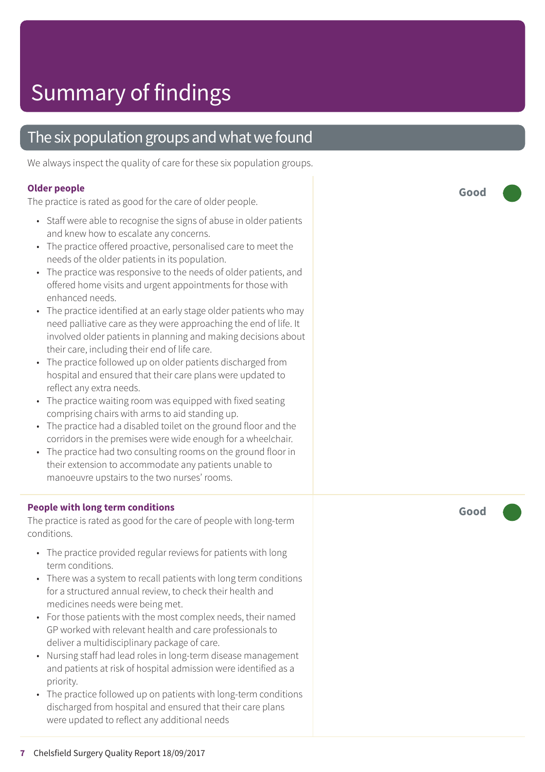# Summary of findings

## The six population groups and what we found

We always inspect the quality of care for these six population groups.

### Older people

**Good**

The practice is rated as good for the care of older people.

- Staff were able to recognise the signs of abuse in older patients and knew how to escalate any concerns.
- The practice offered proactive, personalised care to meet the needs of the older patients in its population.
- The practice was responsive to the needs of older patients, and offered home visits and urgent appointments for those with enhanced needs.
- The practice identified at an early stage older patients who may need palliative care as they were approaching the end of life. It involved older patients in planning and making decisions about their care, including their end of life care.
- The practice followed up on older patients discharged from hospital and ensured that their care plans were updated to reflect any extra needs.
- The practice waiting room was equipped with fixed seating comprising chairs with arms to aid standing up.
- The practice had a disabled toilet on the ground floor and the corridors in the premises were wide enough for a wheelchair.
- The practice had two consulting rooms on the ground floor in their extension to accommodate any patients unable to manoeuvre upstairs to the two nurses' rooms.

### People with long term conditions

**Good**

The practice is rated as good for the care of people with long-term conditions.

- The practice provided regular reviews for patients with long term conditions.
- There was a system to recall patients with long term conditions for a structured annual review, to check their health and medicines needs were being met.
- For those patients with the most complex needs, their named GP worked with relevant health and care professionals to deliver a multidisciplinary package of care.
- Nursing staff had lead roles in long-term disease management and patients at risk of hospital admission were identified as a priority.
- The practice followed up on patients with long-term conditions discharged from hospital and ensured that their care plans were updated to reflect any additional needs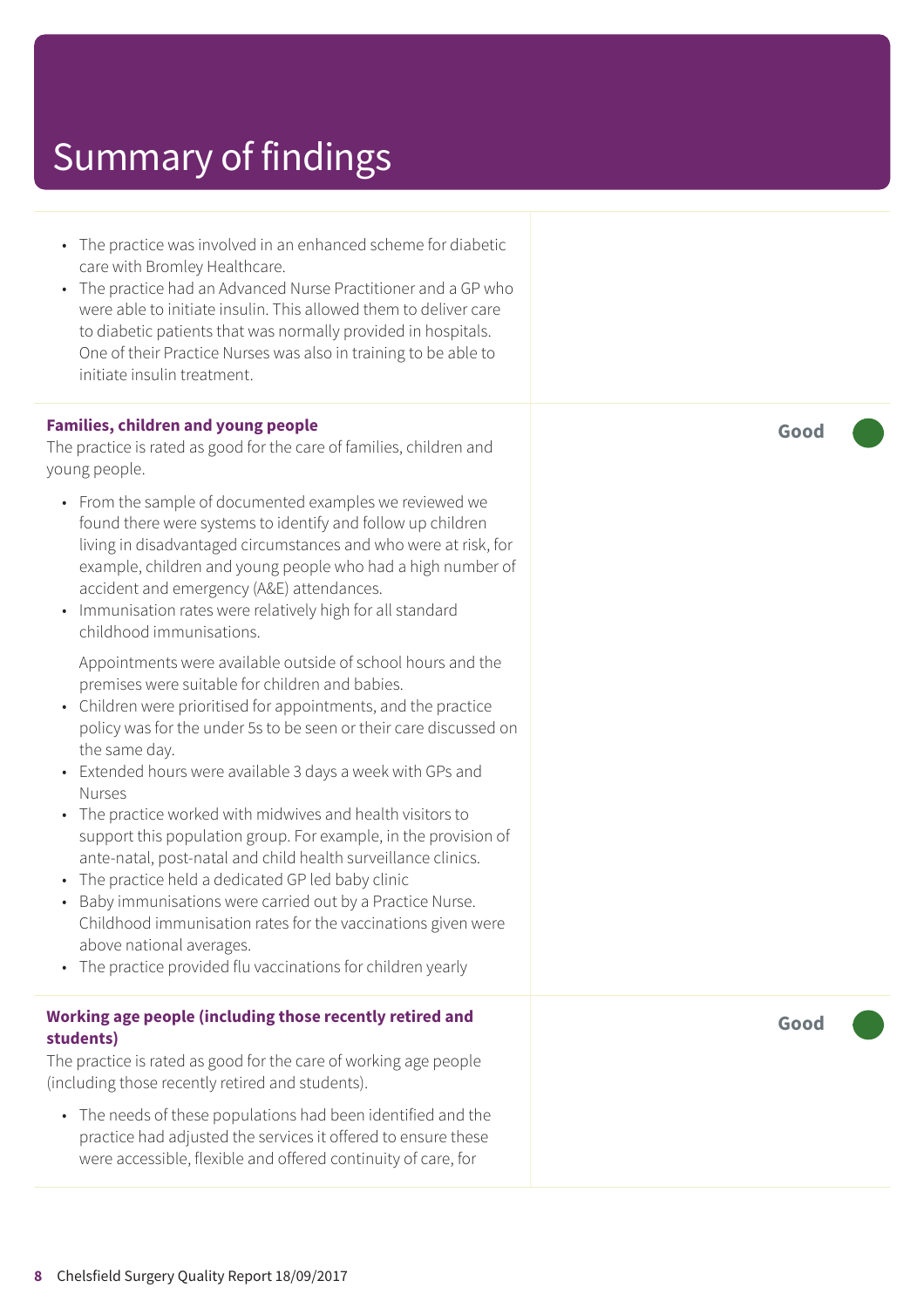# Summary of findings

- The practice was involved in an enhanced scheme for diabetic care with Bromley Healthcare.
- The practice had an Advanced Nurse Practitioner and a GP who were able to initiate insulin. This allowed them to deliver care to diabetic patients that was normally provided in hospitals. One of their Practice Nurses was also in training to be able to initiate insulin treatment.

**Families, children and young people** — **Good**

The practice is rated as good for the care of families, children and young people.

- From the sample of documented examples we reviewed we found there were systems to identify and follow up children living in disadvantaged circumstances and who were at risk, for example, children and young people who had a high number of accident and emergency (A&E) attendances.
- Immunisation rates were relatively high for all standard childhood immunisations.

  Appointments were available outside of school hours and the premises were suitable for children and babies.
- Children were prioritised for appointments, and the practice policy was for the under 5s to be seen or their care discussed on the same day.
- Extended hours were available 3 days a week with GPs and Nurses
- The practice worked with midwives and health visitors to support this population group. For example, in the provision of ante-natal, post-natal and child health surveillance clinics.
- The practice held a dedicated GP led baby clinic
- Baby immunisations were carried out by a Practice Nurse. Childhood immunisation rates for the vaccinations given were above national averages.
- The practice provided flu vaccinations for children yearly

**Working age people (including those recently retired and students)** — **Good**

The practice is rated as good for the care of working age people (including those recently retired and students).

- The needs of these populations had been identified and the practice had adjusted the services it offered to ensure these were accessible, flexible and offered continuity of care, for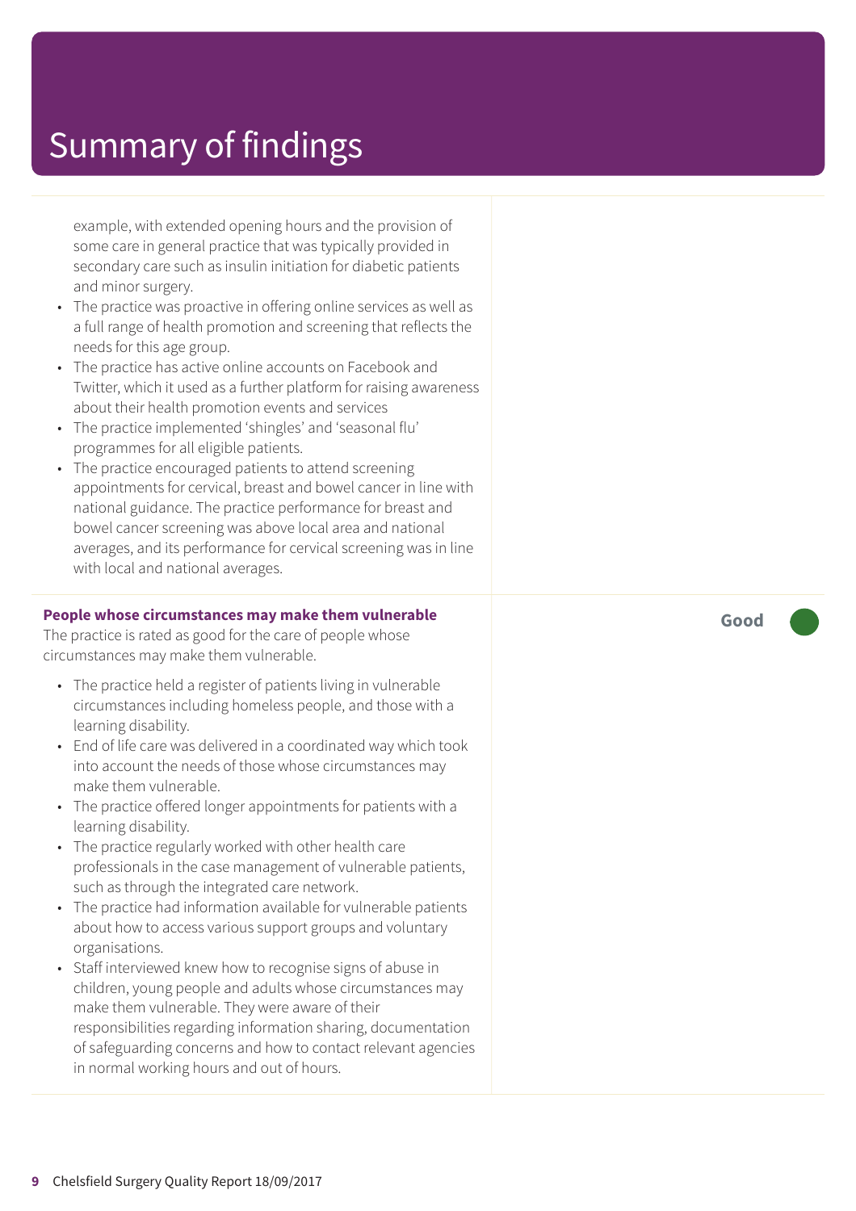# Summary of findings

example, with extended opening hours and the provision of some care in general practice that was typically provided in secondary care such as insulin initiation for diabetic patients and minor surgery.

- The practice was proactive in offering online services as well as a full range of health promotion and screening that reflects the needs for this age group.
- The practice has active online accounts on Facebook and Twitter, which it used as a further platform for raising awareness about their health promotion events and services
- The practice implemented 'shingles' and 'seasonal flu' programmes for all eligible patients.
- The practice encouraged patients to attend screening appointments for cervical, breast and bowel cancer in line with national guidance. The practice performance for breast and bowel cancer screening was above local area and national averages, and its performance for cervical screening was in line with local and national averages.

**People whose circumstances may make them vulnerable** — **Good**

The practice is rated as good for the care of people whose circumstances may make them vulnerable.

- The practice held a register of patients living in vulnerable circumstances including homeless people, and those with a learning disability.
- End of life care was delivered in a coordinated way which took into account the needs of those whose circumstances may make them vulnerable.
- The practice offered longer appointments for patients with a learning disability.
- The practice regularly worked with other health care professionals in the case management of vulnerable patients, such as through the integrated care network.
- The practice had information available for vulnerable patients about how to access various support groups and voluntary organisations.
- Staff interviewed knew how to recognise signs of abuse in children, young people and adults whose circumstances may make them vulnerable. They were aware of their responsibilities regarding information sharing, documentation of safeguarding concerns and how to contact relevant agencies in normal working hours and out of hours.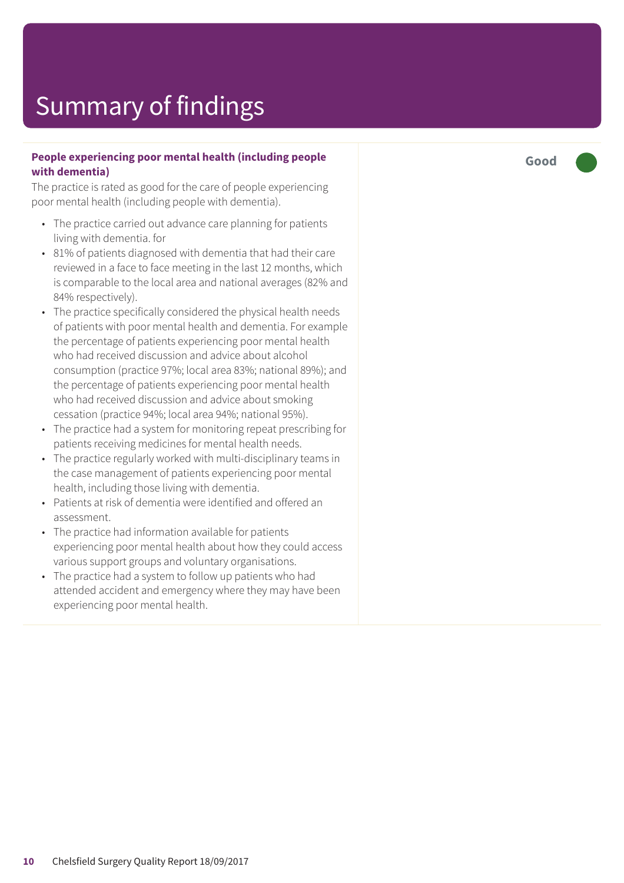# Summary of findings

**People experiencing poor mental health (including people with dementia)**

The practice is rated as good for the care of people experiencing poor mental health (including people with dementia).

- The practice carried out advance care planning for patients living with dementia. for
- 81% of patients diagnosed with dementia that had their care reviewed in a face to face meeting in the last 12 months, which is comparable to the local area and national averages (82% and 84% respectively).
- The practice specifically considered the physical health needs of patients with poor mental health and dementia. For example the percentage of patients experiencing poor mental health who had received discussion and advice about alcohol consumption (practice 97%; local area 83%; national 89%); and the percentage of patients experiencing poor mental health who had received discussion and advice about smoking cessation (practice 94%; local area 94%; national 95%).
- The practice had a system for monitoring repeat prescribing for patients receiving medicines for mental health needs.
- The practice regularly worked with multi-disciplinary teams in the case management of patients experiencing poor mental health, including those living with dementia.
- Patients at risk of dementia were identified and offered an assessment.
- The practice had information available for patients experiencing poor mental health about how they could access various support groups and voluntary organisations.
- The practice had a system to follow up patients who had attended accident and emergency where they may have been experiencing poor mental health.

**Good**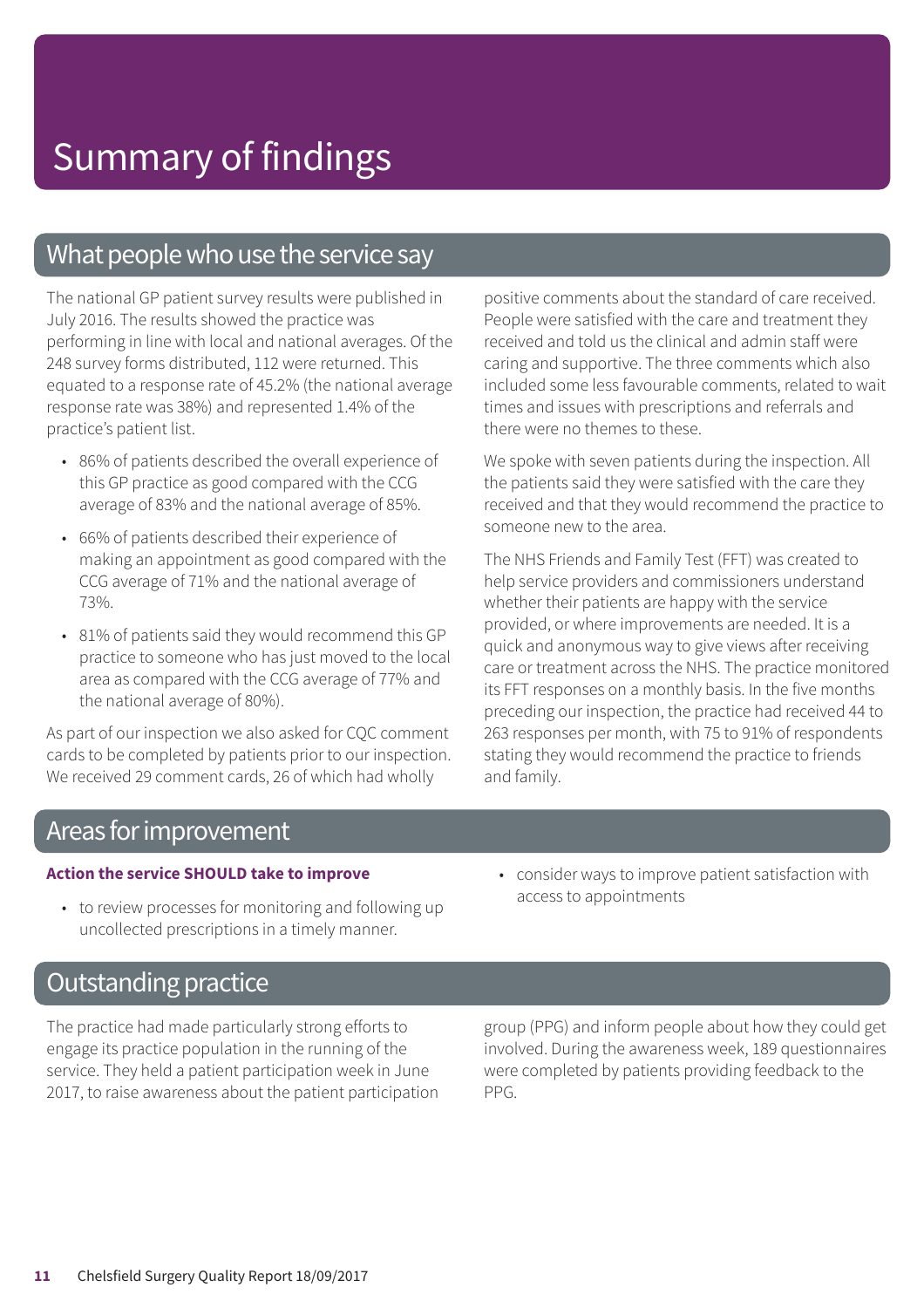# Summary of findings

## What people who use the service say

The national GP patient survey results were published in July 2016. The results showed the practice was performing in line with local and national averages. Of the 248 survey forms distributed, 112 were returned. This equated to a response rate of 45.2% (the national average response rate was 38%) and represented 1.4% of the practice's patient list.

- 86% of patients described the overall experience of this GP practice as good compared with the CCG average of 83% and the national average of 85%.
- 66% of patients described their experience of making an appointment as good compared with the CCG average of 71% and the national average of 73%.
- 81% of patients said they would recommend this GP practice to someone who has just moved to the local area as compared with the CCG average of 77% and the national average of 80%).

As part of our inspection we also asked for CQC comment cards to be completed by patients prior to our inspection. We received 29 comment cards, 26 of which had wholly positive comments about the standard of care received. People were satisfied with the care and treatment they received and told us the clinical and admin staff were caring and supportive. The three comments which also included some less favourable comments, related to wait times and issues with prescriptions and referrals and there were no themes to these.

We spoke with seven patients during the inspection. All the patients said they were satisfied with the care they received and that they would recommend the practice to someone new to the area.

The NHS Friends and Family Test (FFT) was created to help service providers and commissioners understand whether their patients are happy with the service provided, or where improvements are needed. It is a quick and anonymous way to give views after receiving care or treatment across the NHS. The practice monitored its FFT responses on a monthly basis. In the five months preceding our inspection, the practice had received 44 to 263 responses per month, with 75 to 91% of respondents stating they would recommend the practice to friends and family.

## Areas for improvement

**Action the service SHOULD take to improve**

- to review processes for monitoring and following up uncollected prescriptions in a timely manner.
- consider ways to improve patient satisfaction with access to appointments

## Outstanding practice

The practice had made particularly strong efforts to engage its practice population in the running of the service. They held a patient participation week in June 2017, to raise awareness about the patient participation group (PPG) and inform people about how they could get involved. During the awareness week, 189 questionnaires were completed by patients providing feedback to the PPG.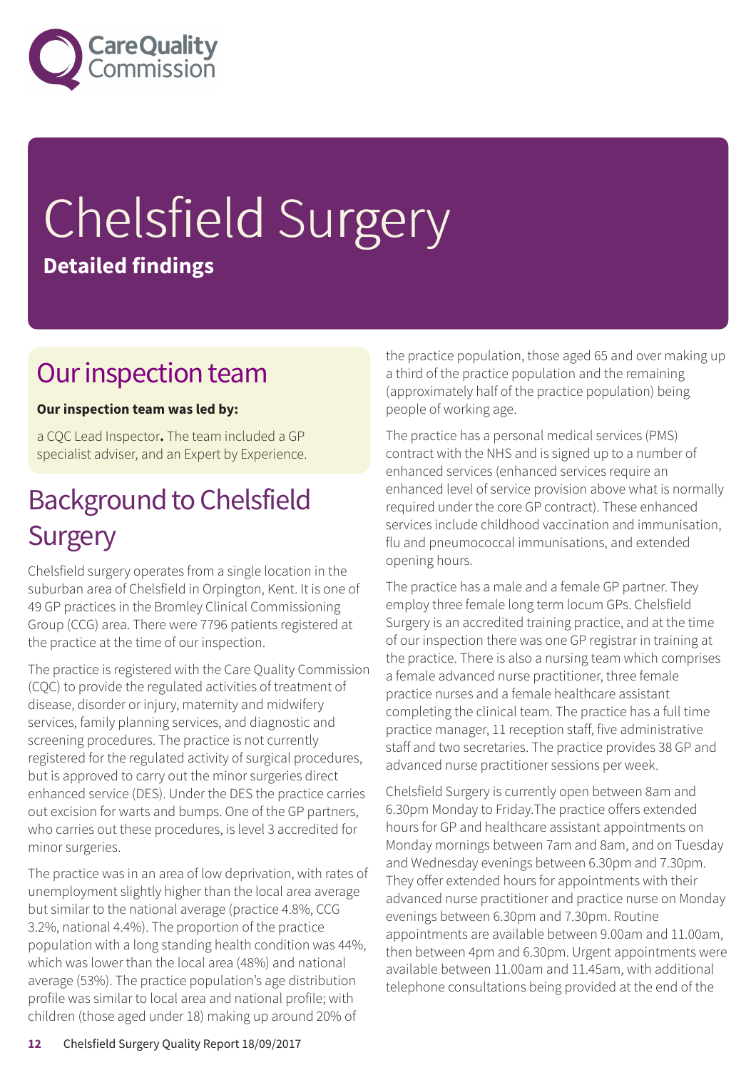# Chelsfield Surgery

**Detailed findings**

## Our inspection team

**Our inspection team was led by:**

a CQC Lead Inspector**.** The team included a GP specialist adviser, and an Expert by Experience.

## Background to Chelsfield Surgery

Chelsfield surgery operates from a single location in the suburban area of Chelsfield in Orpington, Kent. It is one of 49 GP practices in the Bromley Clinical Commissioning Group (CCG) area. There were 7796 patients registered at the practice at the time of our inspection.

The practice is registered with the Care Quality Commission (CQC) to provide the regulated activities of treatment of disease, disorder or injury, maternity and midwifery services, family planning services, and diagnostic and screening procedures. The practice is not currently registered for the regulated activity of surgical procedures, but is approved to carry out the minor surgeries direct enhanced service (DES). Under the DES the practice carries out excision for warts and bumps. One of the GP partners, who carries out these procedures, is level 3 accredited for minor surgeries.

The practice was in an area of low deprivation, with rates of unemployment slightly higher than the local area average but similar to the national average (practice 4.8%, CCG 3.2%, national 4.4%). The proportion of the practice population with a long standing health condition was 44%, which was lower than the local area (48%) and national average (53%). The practice population's age distribution profile was similar to local area and national profile; with children (those aged under 18) making up around 20% of the practice population, those aged 65 and over making up a third of the practice population and the remaining (approximately half of the practice population) being people of working age.

The practice has a personal medical services (PMS) contract with the NHS and is signed up to a number of enhanced services (enhanced services require an enhanced level of service provision above what is normally required under the core GP contract). These enhanced services include childhood vaccination and immunisation, flu and pneumococcal immunisations, and extended opening hours.

The practice has a male and a female GP partner. They employ three female long term locum GPs. Chelsfield Surgery is an accredited training practice, and at the time of our inspection there was one GP registrar in training at the practice. There is also a nursing team which comprises a female advanced nurse practitioner, three female practice nurses and a female healthcare assistant completing the clinical team. The practice has a full time practice manager, 11 reception staff, five administrative staff and two secretaries. The practice provides 38 GP and advanced nurse practitioner sessions per week.

Chelsfield Surgery is currently open between 8am and 6.30pm Monday to Friday.The practice offers extended hours for GP and healthcare assistant appointments on Monday mornings between 7am and 8am, and on Tuesday and Wednesday evenings between 6.30pm and 7.30pm. They offer extended hours for appointments with their advanced nurse practitioner and practice nurse on Monday evenings between 6.30pm and 7.30pm. Routine appointments are available between 9.00am and 11.00am, then between 4pm and 6.30pm. Urgent appointments were available between 11.00am and 11.45am, with additional telephone consultations being provided at the end of the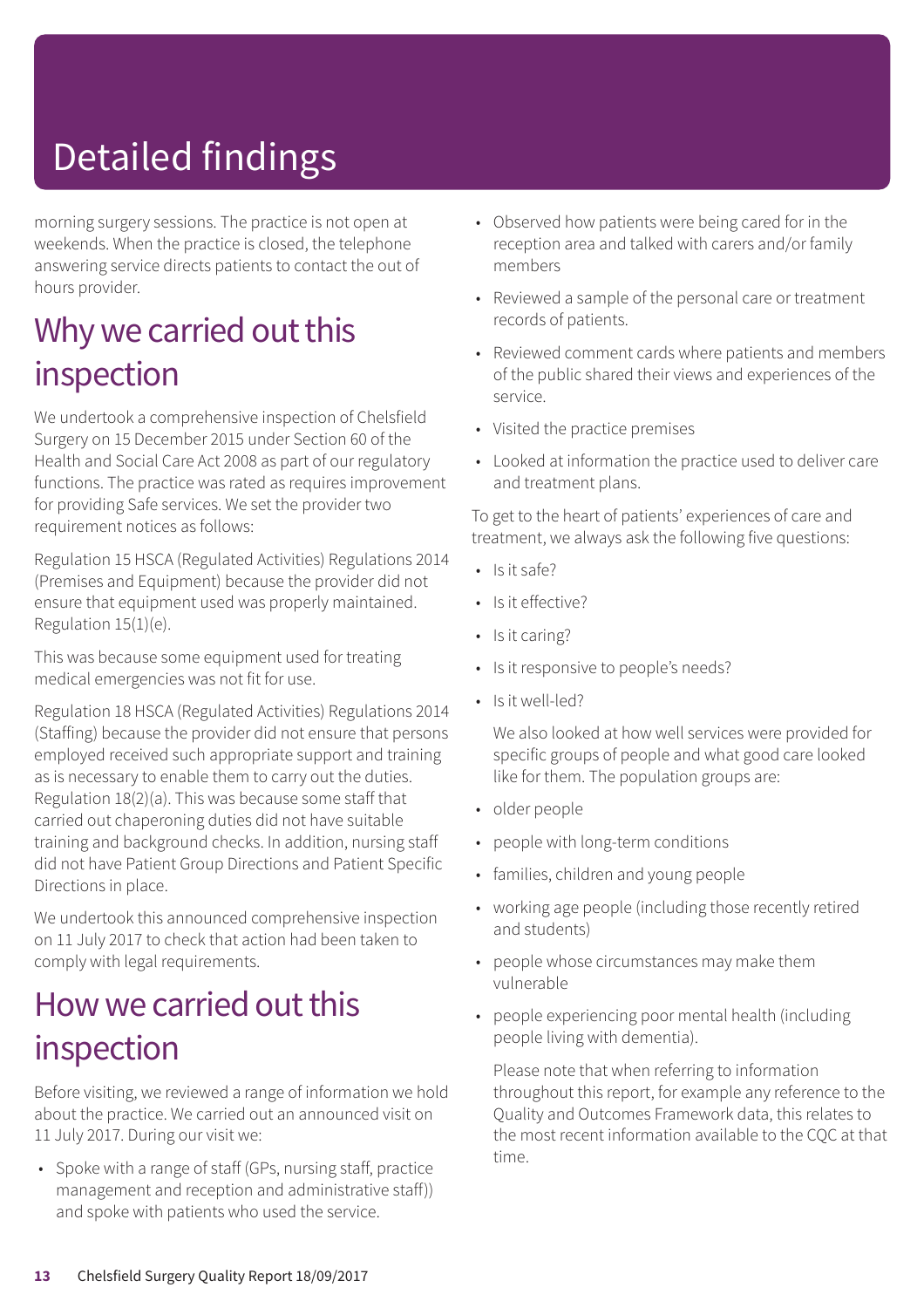# Detailed findings

morning surgery sessions. The practice is not open at weekends. When the practice is closed, the telephone answering service directs patients to contact the out of hours provider.

## Why we carried out this inspection

We undertook a comprehensive inspection of Chelsfield Surgery on 15 December 2015 under Section 60 of the Health and Social Care Act 2008 as part of our regulatory functions. The practice was rated as requires improvement for providing Safe services. We set the provider two requirement notices as follows:

Regulation 15 HSCA (Regulated Activities) Regulations 2014 (Premises and Equipment) because the provider did not ensure that equipment used was properly maintained. Regulation 15(1)(e).

This was because some equipment used for treating medical emergencies was not fit for use.

Regulation 18 HSCA (Regulated Activities) Regulations 2014 (Staffing) because the provider did not ensure that persons employed received such appropriate support and training as is necessary to enable them to carry out the duties. Regulation 18(2)(a). This was because some staff that carried out chaperoning duties did not have suitable training and background checks. In addition, nursing staff did not have Patient Group Directions and Patient Specific Directions in place.

We undertook this announced comprehensive inspection on 11 July 2017 to check that action had been taken to comply with legal requirements.

## How we carried out this inspection

Before visiting, we reviewed a range of information we hold about the practice. We carried out an announced visit on 11 July 2017. During our visit we:

- Spoke with a range of staff (GPs, nursing staff, practice management and reception and administrative staff)) and spoke with patients who used the service.
- Observed how patients were being cared for in the reception area and talked with carers and/or family members
- Reviewed a sample of the personal care or treatment records of patients.
- Reviewed comment cards where patients and members of the public shared their views and experiences of the service.
- Visited the practice premises
- Looked at information the practice used to deliver care and treatment plans.

To get to the heart of patients' experiences of care and treatment, we always ask the following five questions:

- Is it safe?
- Is it effective?
- Is it caring?
- Is it responsive to people's needs?
- Is it well-led?

We also looked at how well services were provided for specific groups of people and what good care looked like for them. The population groups are:

- older people
- people with long-term conditions
- families, children and young people
- working age people (including those recently retired and students)
- people whose circumstances may make them vulnerable
- people experiencing poor mental health (including people living with dementia).

Please note that when referring to information throughout this report, for example any reference to the Quality and Outcomes Framework data, this relates to the most recent information available to the CQC at that time.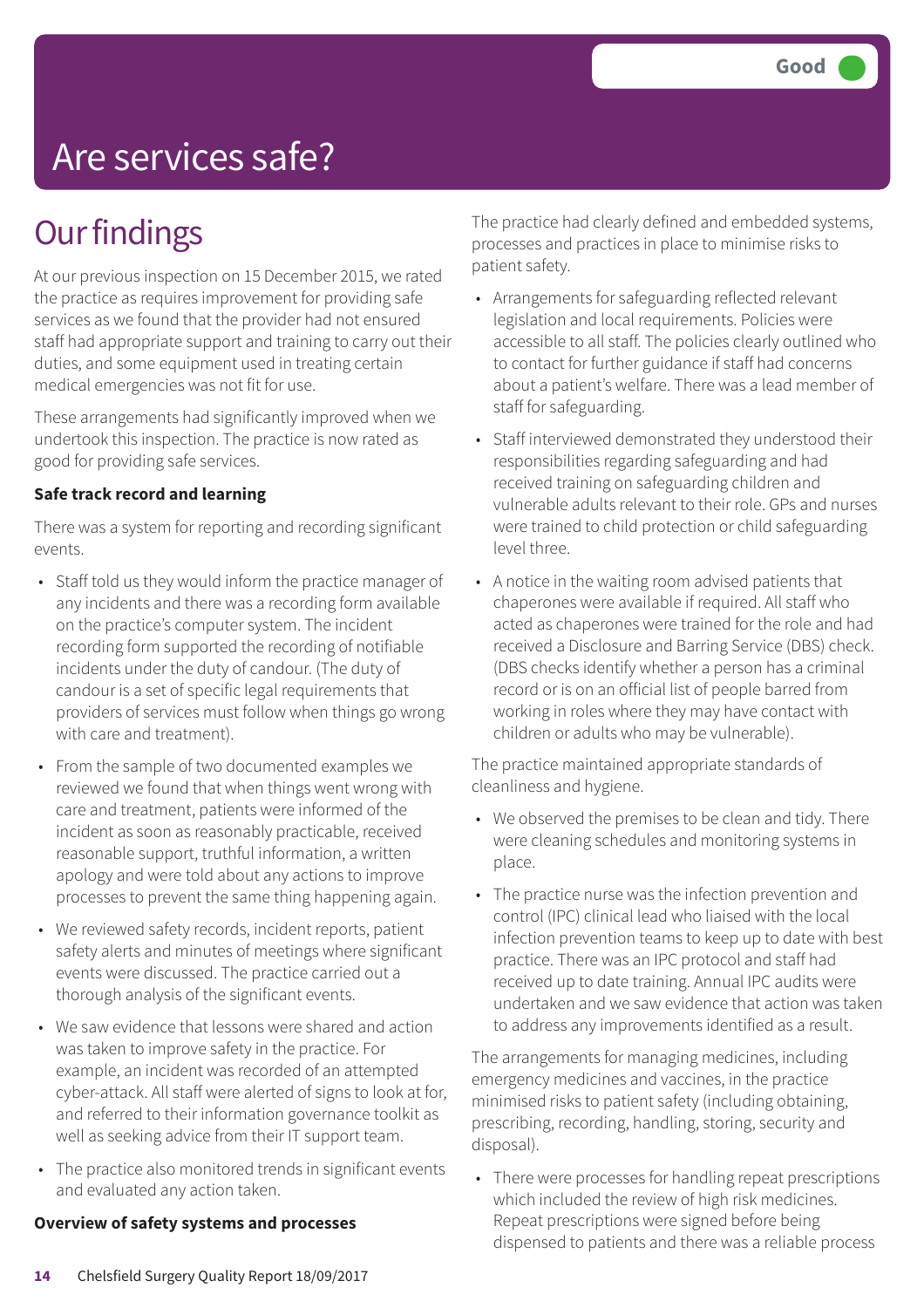# Are services safe?

**Good**

## Our findings

At our previous inspection on 15 December 2015, we rated the practice as requires improvement for providing safe services as we found that the provider had not ensured staff had appropriate support and training to carry out their duties, and some equipment used in treating certain medical emergencies was not fit for use.

These arrangements had significantly improved when we undertook this inspection. The practice is now rated as good for providing safe services.

**Safe track record and learning**

There was a system for reporting and recording significant events.

- Staff told us they would inform the practice manager of any incidents and there was a recording form available on the practice's computer system. The incident recording form supported the recording of notifiable incidents under the duty of candour. (The duty of candour is a set of specific legal requirements that providers of services must follow when things go wrong with care and treatment).
- From the sample of two documented examples we reviewed we found that when things went wrong with care and treatment, patients were informed of the incident as soon as reasonably practicable, received reasonable support, truthful information, a written apology and were told about any actions to improve processes to prevent the same thing happening again.
- We reviewed safety records, incident reports, patient safety alerts and minutes of meetings where significant events were discussed. The practice carried out a thorough analysis of the significant events.
- We saw evidence that lessons were shared and action was taken to improve safety in the practice. For example, an incident was recorded of an attempted cyber-attack. All staff were alerted of signs to look at for, and referred to their information governance toolkit as well as seeking advice from their IT support team.
- The practice also monitored trends in significant events and evaluated any action taken.

**Overview of safety systems and processes**

The practice had clearly defined and embedded systems, processes and practices in place to minimise risks to patient safety.

- Arrangements for safeguarding reflected relevant legislation and local requirements. Policies were accessible to all staff. The policies clearly outlined who to contact for further guidance if staff had concerns about a patient's welfare. There was a lead member of staff for safeguarding.
- Staff interviewed demonstrated they understood their responsibilities regarding safeguarding and had received training on safeguarding children and vulnerable adults relevant to their role. GPs and nurses were trained to child protection or child safeguarding level three.
- A notice in the waiting room advised patients that chaperones were available if required. All staff who acted as chaperones were trained for the role and had received a Disclosure and Barring Service (DBS) check. (DBS checks identify whether a person has a criminal record or is on an official list of people barred from working in roles where they may have contact with children or adults who may be vulnerable).

The practice maintained appropriate standards of cleanliness and hygiene.

- We observed the premises to be clean and tidy. There were cleaning schedules and monitoring systems in place.
- The practice nurse was the infection prevention and control (IPC) clinical lead who liaised with the local infection prevention teams to keep up to date with best practice. There was an IPC protocol and staff had received up to date training. Annual IPC audits were undertaken and we saw evidence that action was taken to address any improvements identified as a result.

The arrangements for managing medicines, including emergency medicines and vaccines, in the practice minimised risks to patient safety (including obtaining, prescribing, recording, handling, storing, security and disposal).

- There were processes for handling repeat prescriptions which included the review of high risk medicines. Repeat prescriptions were signed before being dispensed to patients and there was a reliable process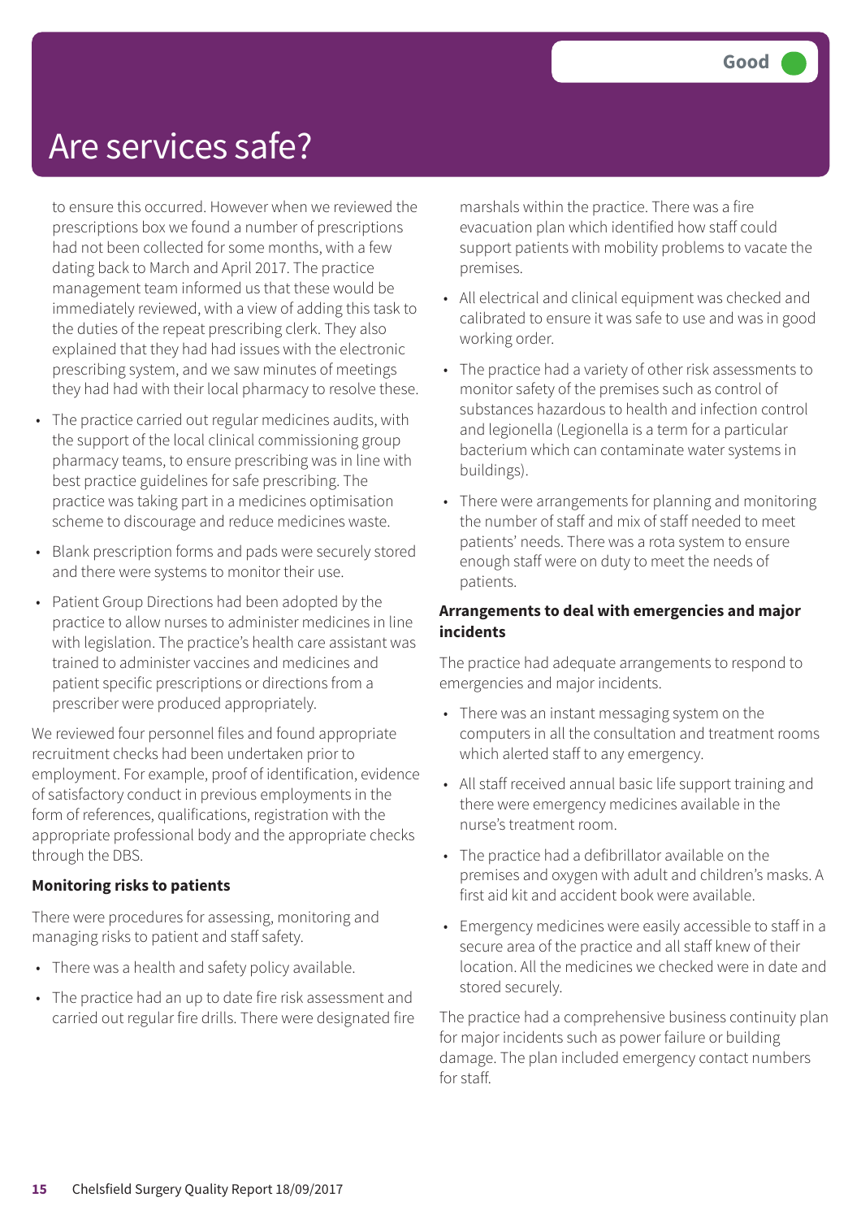# Are services safe?

Good

to ensure this occurred. However when we reviewed the prescriptions box we found a number of prescriptions had not been collected for some months, with a few dating back to March and April 2017. The practice management team informed us that these would be immediately reviewed, with a view of adding this task to the duties of the repeat prescribing clerk. They also explained that they had had issues with the electronic prescribing system, and we saw minutes of meetings they had had with their local pharmacy to resolve these.

- The practice carried out regular medicines audits, with the support of the local clinical commissioning group pharmacy teams, to ensure prescribing was in line with best practice guidelines for safe prescribing. The practice was taking part in a medicines optimisation scheme to discourage and reduce medicines waste.
- Blank prescription forms and pads were securely stored and there were systems to monitor their use.
- Patient Group Directions had been adopted by the practice to allow nurses to administer medicines in line with legislation. The practice's health care assistant was trained to administer vaccines and medicines and patient specific prescriptions or directions from a prescriber were produced appropriately.

We reviewed four personnel files and found appropriate recruitment checks had been undertaken prior to employment. For example, proof of identification, evidence of satisfactory conduct in previous employments in the form of references, qualifications, registration with the appropriate professional body and the appropriate checks through the DBS.

**Monitoring risks to patients**

There were procedures for assessing, monitoring and managing risks to patient and staff safety.

- There was a health and safety policy available.
- The practice had an up to date fire risk assessment and carried out regular fire drills. There were designated fire marshals within the practice. There was a fire evacuation plan which identified how staff could support patients with mobility problems to vacate the premises.
- All electrical and clinical equipment was checked and calibrated to ensure it was safe to use and was in good working order.
- The practice had a variety of other risk assessments to monitor safety of the premises such as control of substances hazardous to health and infection control and legionella (Legionella is a term for a particular bacterium which can contaminate water systems in buildings).
- There were arrangements for planning and monitoring the number of staff and mix of staff needed to meet patients' needs. There was a rota system to ensure enough staff were on duty to meet the needs of patients.

**Arrangements to deal with emergencies and major incidents**

The practice had adequate arrangements to respond to emergencies and major incidents.

- There was an instant messaging system on the computers in all the consultation and treatment rooms which alerted staff to any emergency.
- All staff received annual basic life support training and there were emergency medicines available in the nurse's treatment room.
- The practice had a defibrillator available on the premises and oxygen with adult and children's masks. A first aid kit and accident book were available.
- Emergency medicines were easily accessible to staff in a secure area of the practice and all staff knew of their location. All the medicines we checked were in date and stored securely.

The practice had a comprehensive business continuity plan for major incidents such as power failure or building damage. The plan included emergency contact numbers for staff.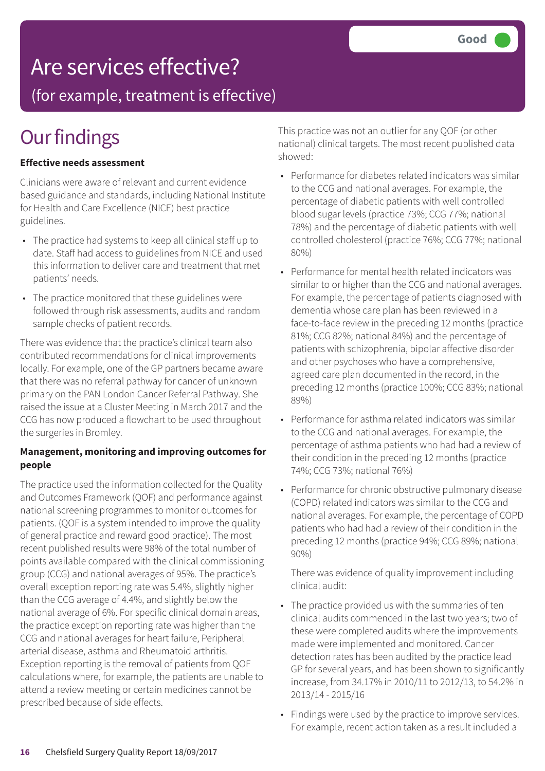# Are services effective?

## (for example, treatment is effective)

**Good**

# Our findings

### Effective needs assessment

Clinicians were aware of relevant and current evidence based guidance and standards, including National Institute for Health and Care Excellence (NICE) best practice guidelines.

- The practice had systems to keep all clinical staff up to date. Staff had access to guidelines from NICE and used this information to deliver care and treatment that met patients' needs.
- The practice monitored that these guidelines were followed through risk assessments, audits and random sample checks of patient records.

There was evidence that the practice's clinical team also contributed recommendations for clinical improvements locally. For example, one of the GP partners became aware that there was no referral pathway for cancer of unknown primary on the PAN London Cancer Referral Pathway. She raised the issue at a Cluster Meeting in March 2017 and the CCG has now produced a flowchart to be used throughout the surgeries in Bromley.

### Management, monitoring and improving outcomes for people

The practice used the information collected for the Quality and Outcomes Framework (QOF) and performance against national screening programmes to monitor outcomes for patients. (QOF is a system intended to improve the quality of general practice and reward good practice). The most recent published results were 98% of the total number of points available compared with the clinical commissioning group (CCG) and national averages of 95%. The practice's overall exception reporting rate was 5.4%, slightly higher than the CCG average of 4.4%, and slightly below the national average of 6%. For specific clinical domain areas, the practice exception reporting rate was higher than the CCG and national averages for heart failure, Peripheral arterial disease, asthma and Rheumatoid arthritis. Exception reporting is the removal of patients from QOF calculations where, for example, the patients are unable to attend a review meeting or certain medicines cannot be prescribed because of side effects.

This practice was not an outlier for any QOF (or other national) clinical targets. The most recent published data showed:

- Performance for diabetes related indicators was similar to the CCG and national averages. For example, the percentage of diabetic patients with well controlled blood sugar levels (practice 73%; CCG 77%; national 78%) and the percentage of diabetic patients with well controlled cholesterol (practice 76%; CCG 77%; national 80%)
- Performance for mental health related indicators was similar to or higher than the CCG and national averages. For example, the percentage of patients diagnosed with dementia whose care plan has been reviewed in a face-to-face review in the preceding 12 months (practice 81%; CCG 82%; national 84%) and the percentage of patients with schizophrenia, bipolar affective disorder and other psychoses who have a comprehensive, agreed care plan documented in the record, in the preceding 12 months (practice 100%; CCG 83%; national 89%)
- Performance for asthma related indicators was similar to the CCG and national averages. For example, the percentage of asthma patients who had had a review of their condition in the preceding 12 months (practice 74%; CCG 73%; national 76%)
- Performance for chronic obstructive pulmonary disease (COPD) related indicators was similar to the CCG and national averages. For example, the percentage of COPD patients who had had a review of their condition in the preceding 12 months (practice 94%; CCG 89%; national 90%)

There was evidence of quality improvement including clinical audit:

- The practice provided us with the summaries of ten clinical audits commenced in the last two years; two of these were completed audits where the improvements made were implemented and monitored. Cancer detection rates has been audited by the practice lead GP for several years, and has been shown to significantly increase, from 34.17% in 2010/11 to 2012/13, to 54.2% in 2013/14 - 2015/16
- Findings were used by the practice to improve services. For example, recent action taken as a result included a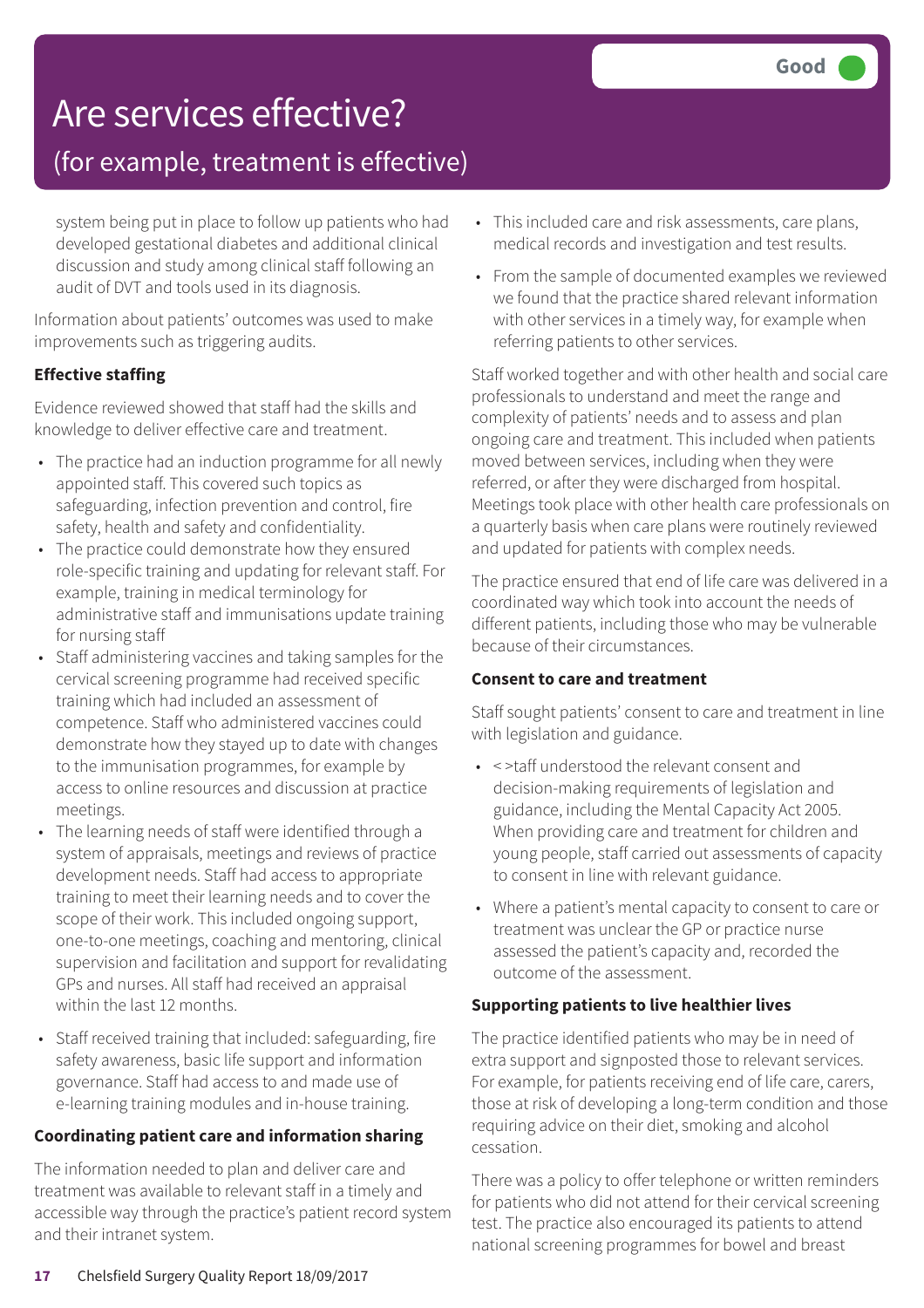# Are services effective?

## (for example, treatment is effective)

Good

system being put in place to follow up patients who had developed gestational diabetes and additional clinical discussion and study among clinical staff following an audit of DVT and tools used in its diagnosis.

Information about patients' outcomes was used to make improvements such as triggering audits.

**Effective staffing**

Evidence reviewed showed that staff had the skills and knowledge to deliver effective care and treatment.

- The practice had an induction programme for all newly appointed staff. This covered such topics as safeguarding, infection prevention and control, fire safety, health and safety and confidentiality.
- The practice could demonstrate how they ensured role-specific training and updating for relevant staff. For example, training in medical terminology for administrative staff and immunisations update training for nursing staff
- Staff administering vaccines and taking samples for the cervical screening programme had received specific training which had included an assessment of competence. Staff who administered vaccines could demonstrate how they stayed up to date with changes to the immunisation programmes, for example by access to online resources and discussion at practice meetings.
- The learning needs of staff were identified through a system of appraisals, meetings and reviews of practice development needs. Staff had access to appropriate training to meet their learning needs and to cover the scope of their work. This included ongoing support, one-to-one meetings, coaching and mentoring, clinical supervision and facilitation and support for revalidating GPs and nurses. All staff had received an appraisal within the last 12 months.
- Staff received training that included: safeguarding, fire safety awareness, basic life support and information governance. Staff had access to and made use of e-learning training modules and in-house training.

**Coordinating patient care and information sharing**

The information needed to plan and deliver care and treatment was available to relevant staff in a timely and accessible way through the practice's patient record system and their intranet system.

- This included care and risk assessments, care plans, medical records and investigation and test results.
- From the sample of documented examples we reviewed we found that the practice shared relevant information with other services in a timely way, for example when referring patients to other services.

Staff worked together and with other health and social care professionals to understand and meet the range and complexity of patients' needs and to assess and plan ongoing care and treatment. This included when patients moved between services, including when they were referred, or after they were discharged from hospital. Meetings took place with other health care professionals on a quarterly basis when care plans were routinely reviewed and updated for patients with complex needs.

The practice ensured that end of life care was delivered in a coordinated way which took into account the needs of different patients, including those who may be vulnerable because of their circumstances.

**Consent to care and treatment**

Staff sought patients' consent to care and treatment in line with legislation and guidance.

- < >taff understood the relevant consent and decision-making requirements of legislation and guidance, including the Mental Capacity Act 2005. When providing care and treatment for children and young people, staff carried out assessments of capacity to consent in line with relevant guidance.
- Where a patient's mental capacity to consent to care or treatment was unclear the GP or practice nurse assessed the patient's capacity and, recorded the outcome of the assessment.

**Supporting patients to live healthier lives**

The practice identified patients who may be in need of extra support and signposted those to relevant services. For example, for patients receiving end of life care, carers, those at risk of developing a long-term condition and those requiring advice on their diet, smoking and alcohol cessation.

There was a policy to offer telephone or written reminders for patients who did not attend for their cervical screening test. The practice also encouraged its patients to attend national screening programmes for bowel and breast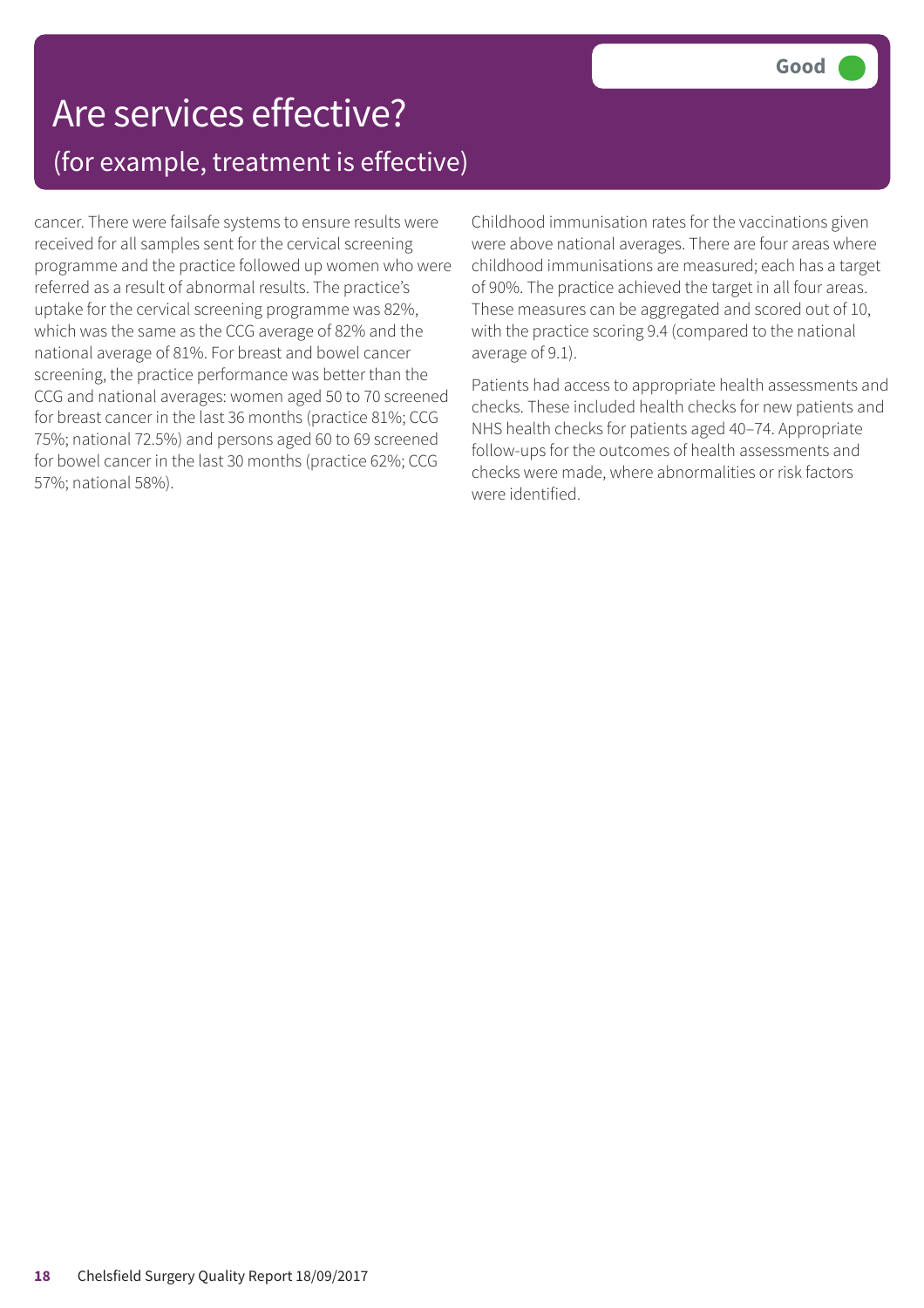# Are services effective?

## (for example, treatment is effective)

**Good**

cancer. There were failsafe systems to ensure results were received for all samples sent for the cervical screening programme and the practice followed up women who were referred as a result of abnormal results. The practice's uptake for the cervical screening programme was 82%, which was the same as the CCG average of 82% and the national average of 81%. For breast and bowel cancer screening, the practice performance was better than the CCG and national averages: women aged 50 to 70 screened for breast cancer in the last 36 months (practice 81%; CCG 75%; national 72.5%) and persons aged 60 to 69 screened for bowel cancer in the last 30 months (practice 62%; CCG 57%; national 58%).

Childhood immunisation rates for the vaccinations given were above national averages. There are four areas where childhood immunisations are measured; each has a target of 90%. The practice achieved the target in all four areas. These measures can be aggregated and scored out of 10, with the practice scoring 9.4 (compared to the national average of 9.1).

Patients had access to appropriate health assessments and checks. These included health checks for new patients and NHS health checks for patients aged 40–74. Appropriate follow-ups for the outcomes of health assessments and checks were made, where abnormalities or risk factors were identified.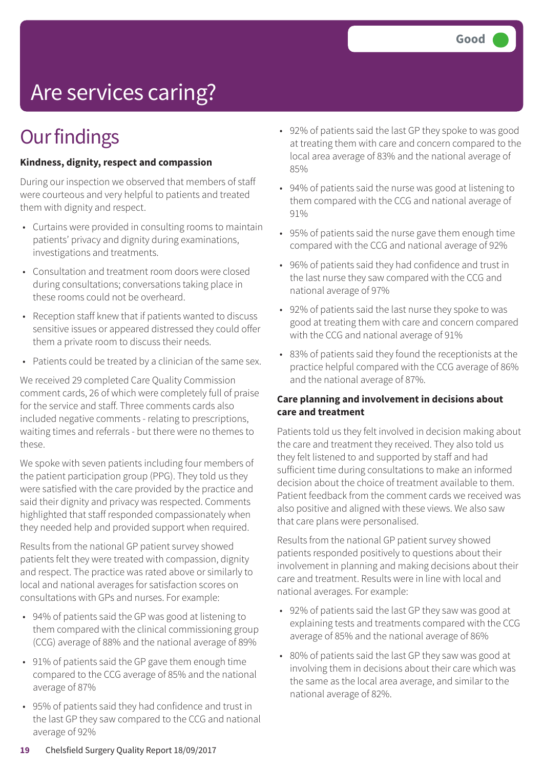Good

# Are services caring?

## Our findings

**Kindness, dignity, respect and compassion**

During our inspection we observed that members of staff were courteous and very helpful to patients and treated them with dignity and respect.

- Curtains were provided in consulting rooms to maintain patients' privacy and dignity during examinations, investigations and treatments.
- Consultation and treatment room doors were closed during consultations; conversations taking place in these rooms could not be overheard.
- Reception staff knew that if patients wanted to discuss sensitive issues or appeared distressed they could offer them a private room to discuss their needs.
- Patients could be treated by a clinician of the same sex.

We received 29 completed Care Quality Commission comment cards, 26 of which were completely full of praise for the service and staff. Three comments cards also included negative comments - relating to prescriptions, waiting times and referrals - but there were no themes to these.

We spoke with seven patients including four members of the patient participation group (PPG). They told us they were satisfied with the care provided by the practice and said their dignity and privacy was respected. Comments highlighted that staff responded compassionately when they needed help and provided support when required.

Results from the national GP patient survey showed patients felt they were treated with compassion, dignity and respect. The practice was rated above or similarly to local and national averages for satisfaction scores on consultations with GPs and nurses. For example:

- 94% of patients said the GP was good at listening to them compared with the clinical commissioning group (CCG) average of 88% and the national average of 89%
- 91% of patients said the GP gave them enough time compared to the CCG average of 85% and the national average of 87%
- 95% of patients said they had confidence and trust in the last GP they saw compared to the CCG and national average of 92%
- 92% of patients said the last GP they spoke to was good at treating them with care and concern compared to the local area average of 83% and the national average of 85%
- 94% of patients said the nurse was good at listening to them compared with the CCG and national average of 91%
- 95% of patients said the nurse gave them enough time compared with the CCG and national average of 92%
- 96% of patients said they had confidence and trust in the last nurse they saw compared with the CCG and national average of 97%
- 92% of patients said the last nurse they spoke to was good at treating them with care and concern compared with the CCG and national average of 91%
- 83% of patients said they found the receptionists at the practice helpful compared with the CCG average of 86% and the national average of 87%.

**Care planning and involvement in decisions about care and treatment**

Patients told us they felt involved in decision making about the care and treatment they received. They also told us they felt listened to and supported by staff and had sufficient time during consultations to make an informed decision about the choice of treatment available to them. Patient feedback from the comment cards we received was also positive and aligned with these views. We also saw that care plans were personalised.

Results from the national GP patient survey showed patients responded positively to questions about their involvement in planning and making decisions about their care and treatment. Results were in line with local and national averages. For example:

- 92% of patients said the last GP they saw was good at explaining tests and treatments compared with the CCG average of 85% and the national average of 86%
- 80% of patients said the last GP they saw was good at involving them in decisions about their care which was the same as the local area average, and similar to the national average of 82%.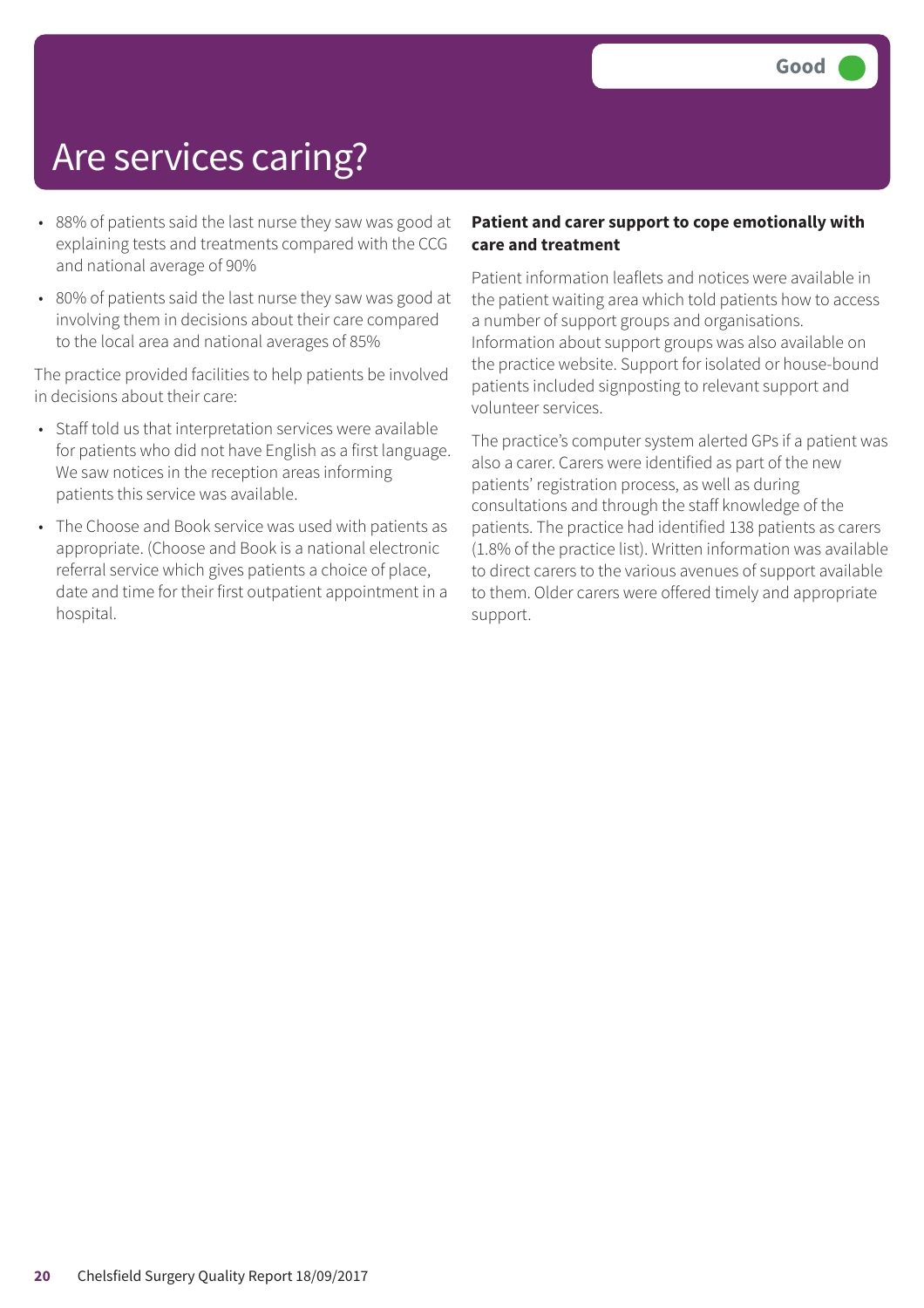# Are services caring?

Good

- 88% of patients said the last nurse they saw was good at explaining tests and treatments compared with the CCG and national average of 90%
- 80% of patients said the last nurse they saw was good at involving them in decisions about their care compared to the local area and national averages of 85%

The practice provided facilities to help patients be involved in decisions about their care:

- Staff told us that interpretation services were available for patients who did not have English as a first language. We saw notices in the reception areas informing patients this service was available.
- The Choose and Book service was used with patients as appropriate. (Choose and Book is a national electronic referral service which gives patients a choice of place, date and time for their first outpatient appointment in a hospital.

**Patient and carer support to cope emotionally with care and treatment**

Patient information leaflets and notices were available in the patient waiting area which told patients how to access a number of support groups and organisations. Information about support groups was also available on the practice website. Support for isolated or house-bound patients included signposting to relevant support and volunteer services.

The practice's computer system alerted GPs if a patient was also a carer. Carers were identified as part of the new patients' registration process, as well as during consultations and through the staff knowledge of the patients. The practice had identified 138 patients as carers (1.8% of the practice list). Written information was available to direct carers to the various avenues of support available to them. Older carers were offered timely and appropriate support.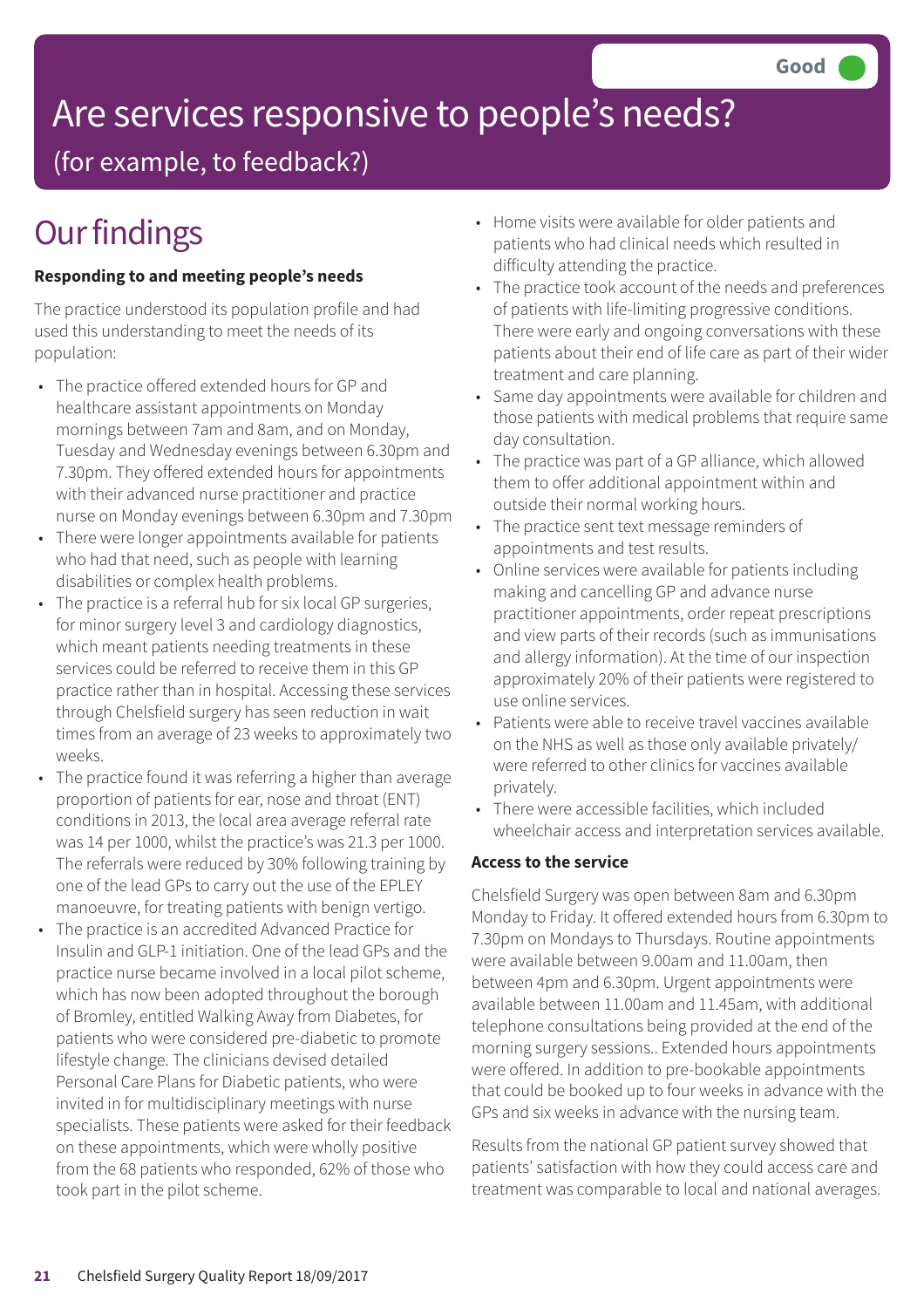Good

# Are services responsive to people's needs?

(for example, to feedback?)

## Our findings

**Responding to and meeting people's needs**

The practice understood its population profile and had used this understanding to meet the needs of its population:

- The practice offered extended hours for GP and healthcare assistant appointments on Monday mornings between 7am and 8am, and on Monday, Tuesday and Wednesday evenings between 6.30pm and 7.30pm. They offered extended hours for appointments with their advanced nurse practitioner and practice nurse on Monday evenings between 6.30pm and 7.30pm
- There were longer appointments available for patients who had that need, such as people with learning disabilities or complex health problems.
- The practice is a referral hub for six local GP surgeries, for minor surgery level 3 and cardiology diagnostics, which meant patients needing treatments in these services could be referred to receive them in this GP practice rather than in hospital. Accessing these services through Chelsfield surgery has seen reduction in wait times from an average of 23 weeks to approximately two weeks.
- The practice found it was referring a higher than average proportion of patients for ear, nose and throat (ENT) conditions in 2013, the local area average referral rate was 14 per 1000, whilst the practice's was 21.3 per 1000. The referrals were reduced by 30% following training by one of the lead GPs to carry out the use of the EPLEY manoeuvre, for treating patients with benign vertigo.
- The practice is an accredited Advanced Practice for Insulin and GLP-1 initiation. One of the lead GPs and the practice nurse became involved in a local pilot scheme, which has now been adopted throughout the borough of Bromley, entitled Walking Away from Diabetes, for patients who were considered pre-diabetic to promote lifestyle change. The clinicians devised detailed Personal Care Plans for Diabetic patients, who were invited in for multidisciplinary meetings with nurse specialists. These patients were asked for their feedback on these appointments, which were wholly positive from the 68 patients who responded, 62% of those who took part in the pilot scheme.
- Home visits were available for older patients and patients who had clinical needs which resulted in difficulty attending the practice.
- The practice took account of the needs and preferences of patients with life-limiting progressive conditions. There were early and ongoing conversations with these patients about their end of life care as part of their wider treatment and care planning.
- Same day appointments were available for children and those patients with medical problems that require same day consultation.
- The practice was part of a GP alliance, which allowed them to offer additional appointment within and outside their normal working hours.
- The practice sent text message reminders of appointments and test results.
- Online services were available for patients including making and cancelling GP and advance nurse practitioner appointments, order repeat prescriptions and view parts of their records (such as immunisations and allergy information). At the time of our inspection approximately 20% of their patients were registered to use online services.
- Patients were able to receive travel vaccines available on the NHS as well as those only available privately/ were referred to other clinics for vaccines available privately.
- There were accessible facilities, which included wheelchair access and interpretation services available.

**Access to the service**

Chelsfield Surgery was open between 8am and 6.30pm Monday to Friday. It offered extended hours from 6.30pm to 7.30pm on Mondays to Thursdays. Routine appointments were available between 9.00am and 11.00am, then between 4pm and 6.30pm. Urgent appointments were available between 11.00am and 11.45am, with additional telephone consultations being provided at the end of the morning surgery sessions.. Extended hours appointments were offered. In addition to pre-bookable appointments that could be booked up to four weeks in advance with the GPs and six weeks in advance with the nursing team.

Results from the national GP patient survey showed that patients' satisfaction with how they could access care and treatment was comparable to local and national averages.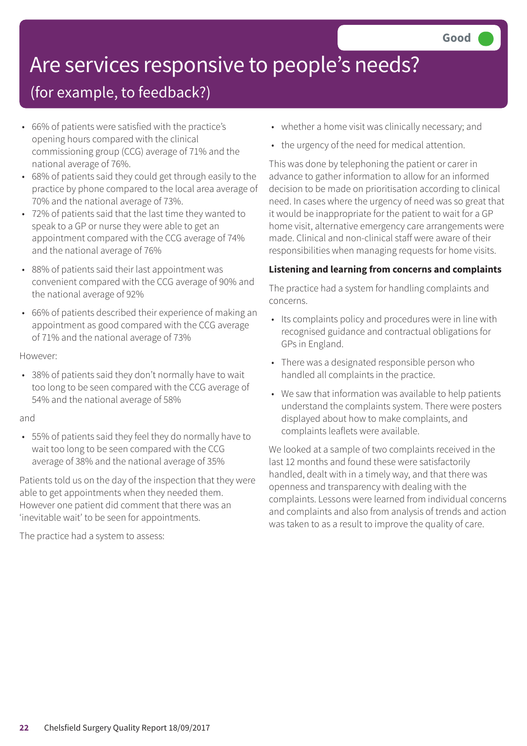Good

# Are services responsive to people's needs?

## (for example, to feedback?)

- 66% of patients were satisfied with the practice's opening hours compared with the clinical commissioning group (CCG) average of 71% and the national average of 76%.
- 68% of patients said they could get through easily to the practice by phone compared to the local area average of 70% and the national average of 73%.
- 72% of patients said that the last time they wanted to speak to a GP or nurse they were able to get an appointment compared with the CCG average of 74% and the national average of 76%
- 88% of patients said their last appointment was convenient compared with the CCG average of 90% and the national average of 92%
- 66% of patients described their experience of making an appointment as good compared with the CCG average of 71% and the national average of 73%

However:

- 38% of patients said they don't normally have to wait too long to be seen compared with the CCG average of 54% and the national average of 58%

and

- 55% of patients said they feel they do normally have to wait too long to be seen compared with the CCG average of 38% and the national average of 35%

Patients told us on the day of the inspection that they were able to get appointments when they needed them. However one patient did comment that there was an 'inevitable wait' to be seen for appointments.

The practice had a system to assess:

- whether a home visit was clinically necessary; and
- the urgency of the need for medical attention.

This was done by telephoning the patient or carer in advance to gather information to allow for an informed decision to be made on prioritisation according to clinical need. In cases where the urgency of need was so great that it would be inappropriate for the patient to wait for a GP home visit, alternative emergency care arrangements were made. Clinical and non-clinical staff were aware of their responsibilities when managing requests for home visits.

**Listening and learning from concerns and complaints**

The practice had a system for handling complaints and concerns.

- Its complaints policy and procedures were in line with recognised guidance and contractual obligations for GPs in England.
- There was a designated responsible person who handled all complaints in the practice.
- We saw that information was available to help patients understand the complaints system. There were posters displayed about how to make complaints, and complaints leaflets were available.

We looked at a sample of two complaints received in the last 12 months and found these were satisfactorily handled, dealt with in a timely way, and that there was openness and transparency with dealing with the complaints. Lessons were learned from individual concerns and complaints and also from analysis of trends and action was taken to as a result to improve the quality of care.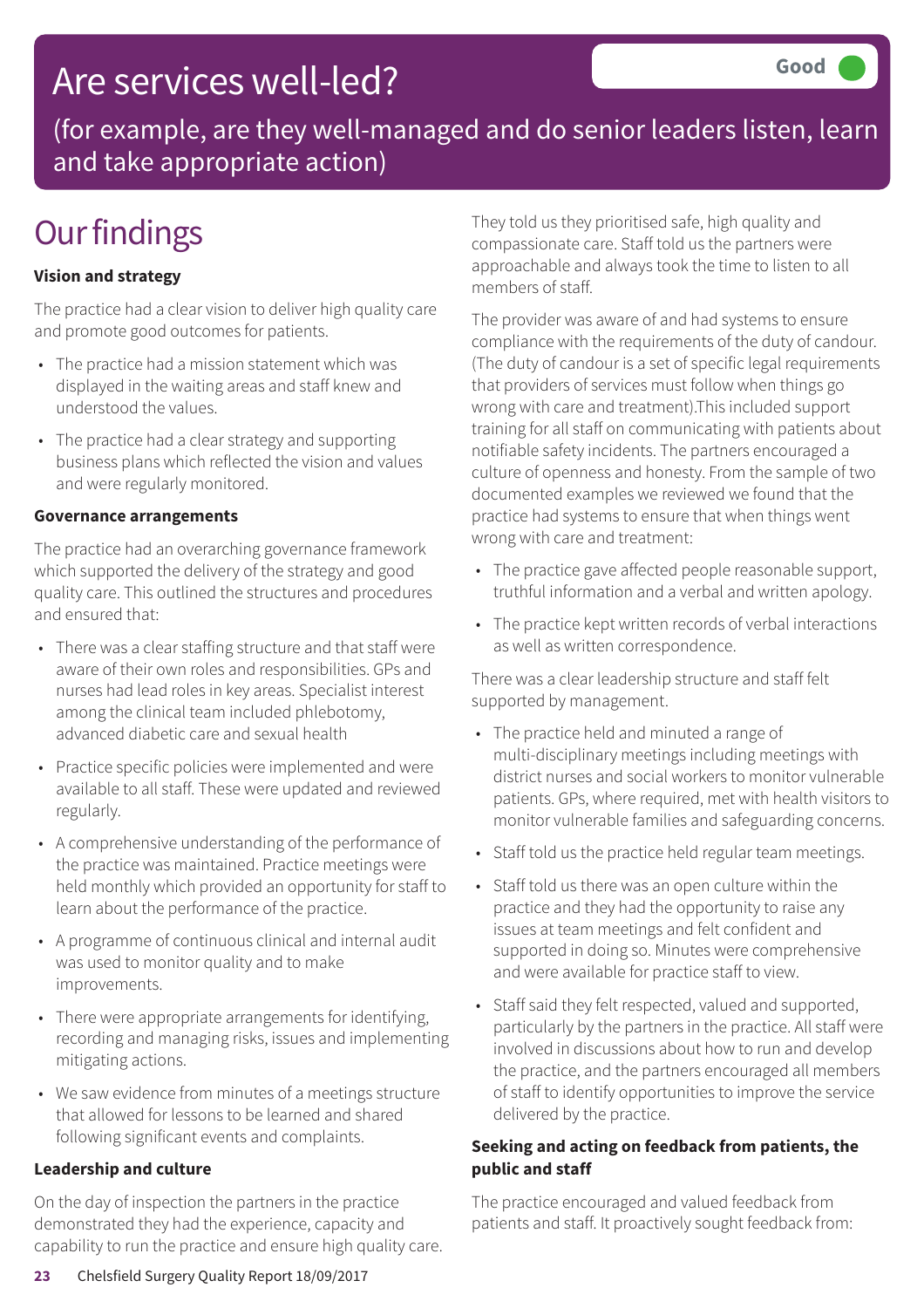# Are services well-led?

Good

(for example, are they well-managed and do senior leaders listen, learn and take appropriate action)

## Our findings

**Vision and strategy**

The practice had a clear vision to deliver high quality care and promote good outcomes for patients.

- The practice had a mission statement which was displayed in the waiting areas and staff knew and understood the values.
- The practice had a clear strategy and supporting business plans which reflected the vision and values and were regularly monitored.

**Governance arrangements**

The practice had an overarching governance framework which supported the delivery of the strategy and good quality care. This outlined the structures and procedures and ensured that:

- There was a clear staffing structure and that staff were aware of their own roles and responsibilities. GPs and nurses had lead roles in key areas. Specialist interest among the clinical team included phlebotomy, advanced diabetic care and sexual health
- Practice specific policies were implemented and were available to all staff. These were updated and reviewed regularly.
- A comprehensive understanding of the performance of the practice was maintained. Practice meetings were held monthly which provided an opportunity for staff to learn about the performance of the practice.
- A programme of continuous clinical and internal audit was used to monitor quality and to make improvements.
- There were appropriate arrangements for identifying, recording and managing risks, issues and implementing mitigating actions.
- We saw evidence from minutes of a meetings structure that allowed for lessons to be learned and shared following significant events and complaints.

**Leadership and culture**

On the day of inspection the partners in the practice demonstrated they had the experience, capacity and capability to run the practice and ensure high quality care. They told us they prioritised safe, high quality and compassionate care. Staff told us the partners were approachable and always took the time to listen to all members of staff.

The provider was aware of and had systems to ensure compliance with the requirements of the duty of candour. (The duty of candour is a set of specific legal requirements that providers of services must follow when things go wrong with care and treatment).This included support training for all staff on communicating with patients about notifiable safety incidents. The partners encouraged a culture of openness and honesty. From the sample of two documented examples we reviewed we found that the practice had systems to ensure that when things went wrong with care and treatment:

- The practice gave affected people reasonable support, truthful information and a verbal and written apology.
- The practice kept written records of verbal interactions as well as written correspondence.

There was a clear leadership structure and staff felt supported by management.

- The practice held and minuted a range of multi-disciplinary meetings including meetings with district nurses and social workers to monitor vulnerable patients. GPs, where required, met with health visitors to monitor vulnerable families and safeguarding concerns.
- Staff told us the practice held regular team meetings.
- Staff told us there was an open culture within the practice and they had the opportunity to raise any issues at team meetings and felt confident and supported in doing so. Minutes were comprehensive and were available for practice staff to view.
- Staff said they felt respected, valued and supported, particularly by the partners in the practice. All staff were involved in discussions about how to run and develop the practice, and the partners encouraged all members of staff to identify opportunities to improve the service delivered by the practice.

**Seeking and acting on feedback from patients, the public and staff**

The practice encouraged and valued feedback from patients and staff. It proactively sought feedback from: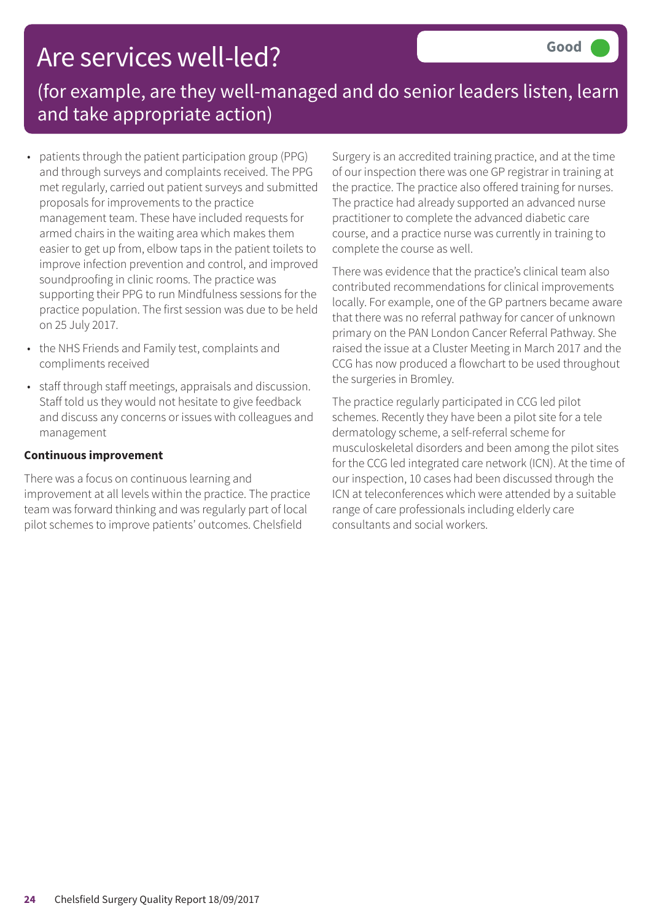# Are services well-led?

## (for example, are they well-managed and do senior leaders listen, learn and take appropriate action)

**Good**

- patients through the patient participation group (PPG) and through surveys and complaints received. The PPG met regularly, carried out patient surveys and submitted proposals for improvements to the practice management team. These have included requests for armed chairs in the waiting area which makes them easier to get up from, elbow taps in the patient toilets to improve infection prevention and control, and improved soundproofing in clinic rooms. The practice was supporting their PPG to run Mindfulness sessions for the practice population. The first session was due to be held on 25 July 2017.
- the NHS Friends and Family test, complaints and compliments received
- staff through staff meetings, appraisals and discussion. Staff told us they would not hesitate to give feedback and discuss any concerns or issues with colleagues and management

**Continuous improvement**

There was a focus on continuous learning and improvement at all levels within the practice. The practice team was forward thinking and was regularly part of local pilot schemes to improve patients' outcomes. Chelsfield Surgery is an accredited training practice, and at the time of our inspection there was one GP registrar in training at the practice. The practice also offered training for nurses. The practice had already supported an advanced nurse practitioner to complete the advanced diabetic care course, and a practice nurse was currently in training to complete the course as well.

There was evidence that the practice's clinical team also contributed recommendations for clinical improvements locally. For example, one of the GP partners became aware that there was no referral pathway for cancer of unknown primary on the PAN London Cancer Referral Pathway. She raised the issue at a Cluster Meeting in March 2017 and the CCG has now produced a flowchart to be used throughout the surgeries in Bromley.

The practice regularly participated in CCG led pilot schemes. Recently they have been a pilot site for a tele dermatology scheme, a self-referral scheme for musculoskeletal disorders and been among the pilot sites for the CCG led integrated care network (ICN). At the time of our inspection, 10 cases had been discussed through the ICN at teleconferences which were attended by a suitable range of care professionals including elderly care consultants and social workers.